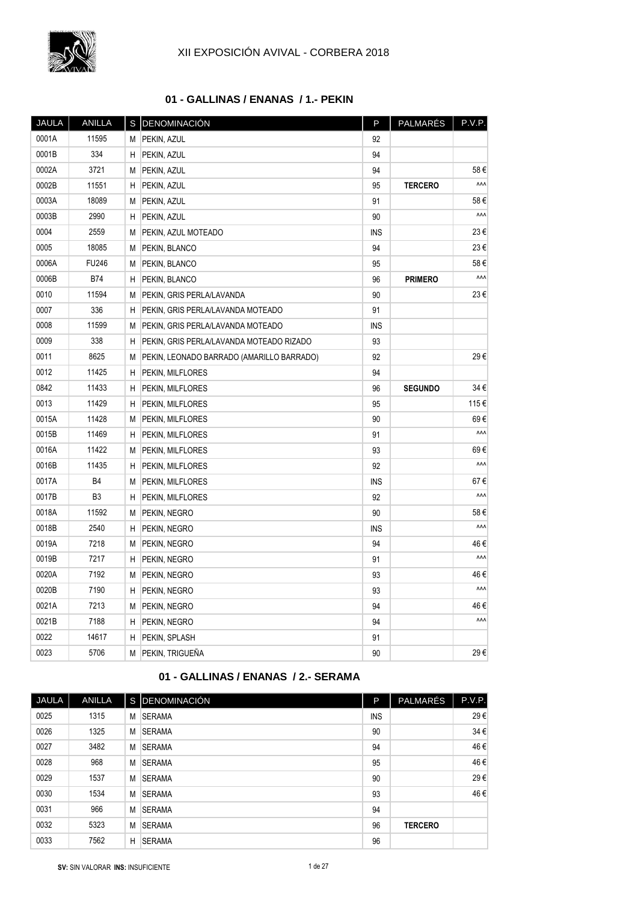# XII EXPOSICIÓN AVIVAL - CORBERA 2018

## 01 - GALLINAS / ENANAS / 1.- PEKIN

| JAULA | ANILLA | S | DENOMINACIÓN | P | PALMARÉS | P.V.P. |
|---|---|---|---|---|---|---|
| 0001A | 11595 | M | PEKIN, AZUL | 92 | | |
| 0001B | 334 | H | PEKIN, AZUL | 94 | | |
| 0002A | 3721 | M | PEKIN, AZUL | 94 | | 58 € |
| 0002B | 11551 | H | PEKIN, AZUL | 95 | **TERCERO** | ^^^ |
| 0003A | 18089 | M | PEKIN, AZUL | 91 | | 58 € |
| 0003B | 2990 | H | PEKIN, AZUL | 90 | | ^^^ |
| 0004 | 2559 | M | PEKIN, AZUL MOTEADO | INS | | 23 € |
| 0005 | 18085 | M | PEKIN, BLANCO | 94 | | 23 € |
| 0006A | FU246 | M | PEKIN, BLANCO | 95 | | 58 € |
| 0006B | B74 | H | PEKIN, BLANCO | 96 | **PRIMERO** | ^^^ |
| 0010 | 11594 | M | PEKIN, GRIS PERLA/LAVANDA | 90 | | 23 € |
| 0007 | 336 | H | PEKIN, GRIS PERLA/LAVANDA MOTEADO | 91 | | |
| 0008 | 11599 | M | PEKIN, GRIS PERLA/LAVANDA MOTEADO | INS | | |
| 0009 | 338 | H | PEKIN, GRIS PERLA/LAVANDA MOTEADO RIZADO | 93 | | |
| 0011 | 8625 | M | PEKIN, LEONADO BARRADO (AMARILLO BARRADO) | 92 | | 29 € |
| 0012 | 11425 | H | PEKIN, MILFLORES | 94 | | |
| 0842 | 11433 | H | PEKIN, MILFLORES | 96 | **SEGUNDO** | 34 € |
| 0013 | 11429 | H | PEKIN, MILFLORES | 95 | | 115 € |
| 0015A | 11428 | M | PEKIN, MILFLORES | 90 | | 69 € |
| 0015B | 11469 | H | PEKIN, MILFLORES | 91 | | ^^^ |
| 0016A | 11422 | M | PEKIN, MILFLORES | 93 | | 69 € |
| 0016B | 11435 | H | PEKIN, MILFLORES | 92 | | ^^^ |
| 0017A | B4 | M | PEKIN, MILFLORES | INS | | 67 € |
| 0017B | B3 | H | PEKIN, MILFLORES | 92 | | ^^^ |
| 0018A | 11592 | M | PEKIN, NEGRO | 90 | | 58 € |
| 0018B | 2540 | H | PEKIN, NEGRO | INS | | ^^^ |
| 0019A | 7218 | M | PEKIN, NEGRO | 94 | | 46 € |
| 0019B | 7217 | H | PEKIN, NEGRO | 91 | | ^^^ |
| 0020A | 7192 | M | PEKIN, NEGRO | 93 | | 46 € |
| 0020B | 7190 | H | PEKIN, NEGRO | 93 | | ^^^ |
| 0021A | 7213 | M | PEKIN, NEGRO | 94 | | 46 € |
| 0021B | 7188 | H | PEKIN, NEGRO | 94 | | ^^^ |
| 0022 | 14617 | H | PEKIN, SPLASH | 91 | | |
| 0023 | 5706 | M | PEKIN, TRIGUEÑA | 90 | | 29 € |

## 01 - GALLINAS / ENANAS / 2.- SERAMA

| JAULA | ANILLA | S | DENOMINACIÓN | P | PALMARÉS | P.V.P. |
|---|---|---|---|---|---|---|
| 0025 | 1315 | M | SERAMA | INS | | 29 € |
| 0026 | 1325 | M | SERAMA | 90 | | 34 € |
| 0027 | 3482 | M | SERAMA | 94 | | 46 € |
| 0028 | 968 | M | SERAMA | 95 | | 46 € |
| 0029 | 1537 | M | SERAMA | 90 | | 29 € |
| 0030 | 1534 | M | SERAMA | 93 | | 46 € |
| 0031 | 966 | M | SERAMA | 94 | | |
| 0032 | 5323 | M | SERAMA | 96 | **TERCERO** | |
| 0033 | 7562 | H | SERAMA | 96 | | |

**SV:** SIN VALORAR **INS:** INSUFICIENTE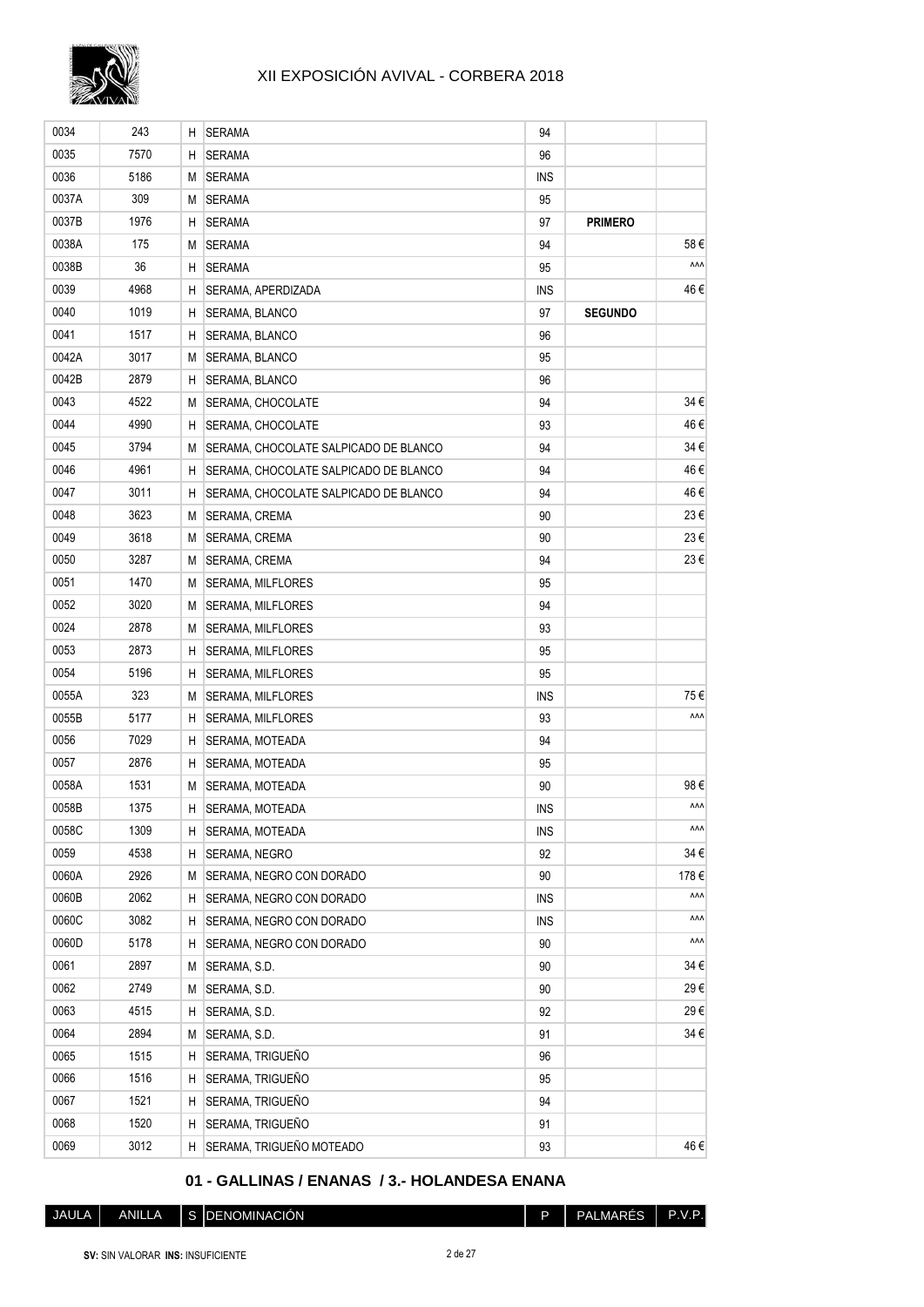| JAULA | ANILLA | S | DENOMINACIÓN | P | PALMARÉS | P.V.P. |
|---|---|---|---|---|---|---|
| 0034 | 243 | H | SERAMA | 94 | | |
| 0035 | 7570 | H | SERAMA | 96 | | |
| 0036 | 5186 | M | SERAMA | INS | | |
| 0037A | 309 | M | SERAMA | 95 | | |
| 0037B | 1976 | H | SERAMA | 97 | **PRIMERO** | |
| 0038A | 175 | M | SERAMA | 94 | | 58 € |
| 0038B | 36 | H | SERAMA | 95 | | ^^^ |
| 0039 | 4968 | H | SERAMA, APERDIZADA | INS | | 46 € |
| 0040 | 1019 | H | SERAMA, BLANCO | 97 | **SEGUNDO** | |
| 0041 | 1517 | H | SERAMA, BLANCO | 96 | | |
| 0042A | 3017 | M | SERAMA, BLANCO | 95 | | |
| 0042B | 2879 | H | SERAMA, BLANCO | 96 | | |
| 0043 | 4522 | M | SERAMA, CHOCOLATE | 94 | | 34 € |
| 0044 | 4990 | H | SERAMA, CHOCOLATE | 93 | | 46 € |
| 0045 | 3794 | M | SERAMA, CHOCOLATE SALPICADO DE BLANCO | 94 | | 34 € |
| 0046 | 4961 | H | SERAMA, CHOCOLATE SALPICADO DE BLANCO | 94 | | 46 € |
| 0047 | 3011 | H | SERAMA, CHOCOLATE SALPICADO DE BLANCO | 94 | | 46 € |
| 0048 | 3623 | M | SERAMA, CREMA | 90 | | 23 € |
| 0049 | 3618 | M | SERAMA, CREMA | 90 | | 23 € |
| 0050 | 3287 | M | SERAMA, CREMA | 94 | | 23 € |
| 0051 | 1470 | M | SERAMA, MILFLORES | 95 | | |
| 0052 | 3020 | M | SERAMA, MILFLORES | 94 | | |
| 0024 | 2878 | M | SERAMA, MILFLORES | 93 | | |
| 0053 | 2873 | H | SERAMA, MILFLORES | 95 | | |
| 0054 | 5196 | H | SERAMA, MILFLORES | 95 | | |
| 0055A | 323 | M | SERAMA, MILFLORES | INS | | 75 € |
| 0055B | 5177 | H | SERAMA, MILFLORES | 93 | | ^^^ |
| 0056 | 7029 | H | SERAMA, MOTEADA | 94 | | |
| 0057 | 2876 | H | SERAMA, MOTEADA | 95 | | |
| 0058A | 1531 | M | SERAMA, MOTEADA | 90 | | 98 € |
| 0058B | 1375 | H | SERAMA, MOTEADA | INS | | ^^^ |
| 0058C | 1309 | H | SERAMA, MOTEADA | INS | | ^^^ |
| 0059 | 4538 | H | SERAMA, NEGRO | 92 | | 34 € |
| 0060A | 2926 | M | SERAMA, NEGRO CON DORADO | 90 | | 178 € |
| 0060B | 2062 | H | SERAMA, NEGRO CON DORADO | INS | | ^^^ |
| 0060C | 3082 | H | SERAMA, NEGRO CON DORADO | INS | | ^^^ |
| 0060D | 5178 | H | SERAMA, NEGRO CON DORADO | 90 | | ^^^ |
| 0061 | 2897 | M | SERAMA, S.D. | 90 | | 34 € |
| 0062 | 2749 | M | SERAMA, S.D. | 90 | | 29 € |
| 0063 | 4515 | H | SERAMA, S.D. | 92 | | 29 € |
| 0064 | 2894 | M | SERAMA, S.D. | 91 | | 34 € |
| 0065 | 1515 | H | SERAMA, TRIGUEÑO | 96 | | |
| 0066 | 1516 | H | SERAMA, TRIGUEÑO | 95 | | |
| 0067 | 1521 | H | SERAMA, TRIGUEÑO | 94 | | |
| 0068 | 1520 | H | SERAMA, TRIGUEÑO | 91 | | |
| 0069 | 3012 | H | SERAMA, TRIGUEÑO MOTEADO | 93 | | 46 € |

## 01 - GALLINAS / ENANAS / 3.- HOLANDESA ENANA

| JAULA | ANILLA | S | DENOMINACIÓN | P | PALMARÉS | P.V.P. |
|---|---|---|---|---|---|---|

**SV:** SIN VALORAR **INS:** INSUFICIENTE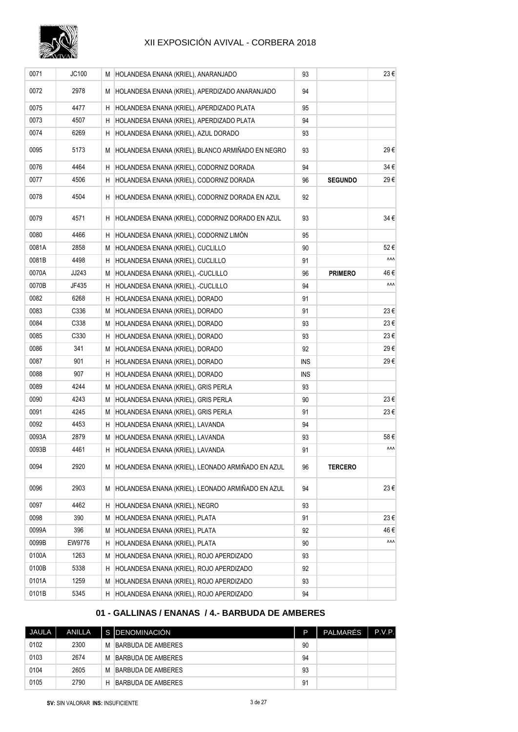| | | | | | | |
|---|---|---|---|---|---|---|
| 0071 | JC100 | M | HOLANDESA ENANA (KRIEL), ANARANJADO | 93 | | 23 € |
| 0072 | 2978 | M | HOLANDESA ENANA (KRIEL), APERDIZADO ANARANJADO | 94 | | |
| 0075 | 4477 | H | HOLANDESA ENANA (KRIEL), APERDIZADO PLATA | 95 | | |
| 0073 | 4507 | H | HOLANDESA ENANA (KRIEL), APERDIZADO PLATA | 94 | | |
| 0074 | 6269 | H | HOLANDESA ENANA (KRIEL), AZUL DORADO | 93 | | |
| 0095 | 5173 | M | HOLANDESA ENANA (KRIEL), BLANCO ARMIÑADO EN NEGRO | 93 | | 29 € |
| 0076 | 4464 | H | HOLANDESA ENANA (KRIEL), CODORNIZ DORADA | 94 | | 34 € |
| 0077 | 4506 | H | HOLANDESA ENANA (KRIEL), CODORNIZ DORADA | 96 | **SEGUNDO** | 29 € |
| 0078 | 4504 | H | HOLANDESA ENANA (KRIEL), CODORNIZ DORADA EN AZUL | 92 | | |
| 0079 | 4571 | H | HOLANDESA ENANA (KRIEL), CODORNIZ DORADO EN AZUL | 93 | | 34 € |
| 0080 | 4466 | H | HOLANDESA ENANA (KRIEL), CODORNIZ LIMÓN | 95 | | |
| 0081A | 2858 | M | HOLANDESA ENANA (KRIEL), CUCLILLO | 90 | | 52 € |
| 0081B | 4498 | H | HOLANDESA ENANA (KRIEL), CUCLILLO | 91 | | ^^^ |
| 0070A | JJ243 | M | HOLANDESA ENANA (KRIEL), -CUCLILLO | 96 | **PRIMERO** | 46 € |
| 0070B | JF435 | H | HOLANDESA ENANA (KRIEL), -CUCLILLO | 94 | | ^^^ |
| 0082 | 6268 | H | HOLANDESA ENANA (KRIEL), DORADO | 91 | | |
| 0083 | C336 | M | HOLANDESA ENANA (KRIEL), DORADO | 91 | | 23 € |
| 0084 | C338 | M | HOLANDESA ENANA (KRIEL), DORADO | 93 | | 23 € |
| 0085 | C330 | H | HOLANDESA ENANA (KRIEL), DORADO | 93 | | 23 € |
| 0086 | 341 | M | HOLANDESA ENANA (KRIEL), DORADO | 92 | | 29 € |
| 0087 | 901 | H | HOLANDESA ENANA (KRIEL), DORADO | INS | | 29 € |
| 0088 | 907 | H | HOLANDESA ENANA (KRIEL), DORADO | INS | | |
| 0089 | 4244 | M | HOLANDESA ENANA (KRIEL), GRIS PERLA | 93 | | |
| 0090 | 4243 | M | HOLANDESA ENANA (KRIEL), GRIS PERLA | 90 | | 23 € |
| 0091 | 4245 | M | HOLANDESA ENANA (KRIEL), GRIS PERLA | 91 | | 23 € |
| 0092 | 4453 | H | HOLANDESA ENANA (KRIEL), LAVANDA | 94 | | |
| 0093A | 2879 | M | HOLANDESA ENANA (KRIEL), LAVANDA | 93 | | 58 € |
| 0093B | 4461 | H | HOLANDESA ENANA (KRIEL), LAVANDA | 91 | | ^^^ |
| 0094 | 2920 | M | HOLANDESA ENANA (KRIEL), LEONADO ARMIÑADO EN AZUL | 96 | **TERCERO** | |
| 0096 | 2903 | M | HOLANDESA ENANA (KRIEL), LEONADO ARMIÑADO EN AZUL | 94 | | 23 € |
| 0097 | 4462 | H | HOLANDESA ENANA (KRIEL), NEGRO | 93 | | |
| 0098 | 390 | M | HOLANDESA ENANA (KRIEL), PLATA | 91 | | 23 € |
| 0099A | 396 | M | HOLANDESA ENANA (KRIEL), PLATA | 92 | | 46 € |
| 0099B | EW9776 | H | HOLANDESA ENANA (KRIEL), PLATA | 90 | | ^^^ |
| 0100A | 1263 | M | HOLANDESA ENANA (KRIEL), ROJO APERDIZADO | 93 | | |
| 0100B | 5338 | H | HOLANDESA ENANA (KRIEL), ROJO APERDIZADO | 92 | | |
| 0101A | 1259 | M | HOLANDESA ENANA (KRIEL), ROJO APERDIZADO | 93 | | |
| 0101B | 5345 | H | HOLANDESA ENANA (KRIEL), ROJO APERDIZADO | 94 | | |

## 01 - GALLINAS / ENANAS / 4.- BARBUDA DE AMBERES

| JAULA | ANILLA | S | DENOMINACIÓN | P | PALMARÉS | P.V.P. |
|---|---|---|---|---|---|---|
| 0102 | 2300 | M | BARBUDA DE AMBERES | 90 | | |
| 0103 | 2674 | M | BARBUDA DE AMBERES | 94 | | |
| 0104 | 2605 | M | BARBUDA DE AMBERES | 93 | | |
| 0105 | 2790 | H | BARBUDA DE AMBERES | 91 | | |

**SV:** SIN VALORAR **INS:** INSUFICIENTE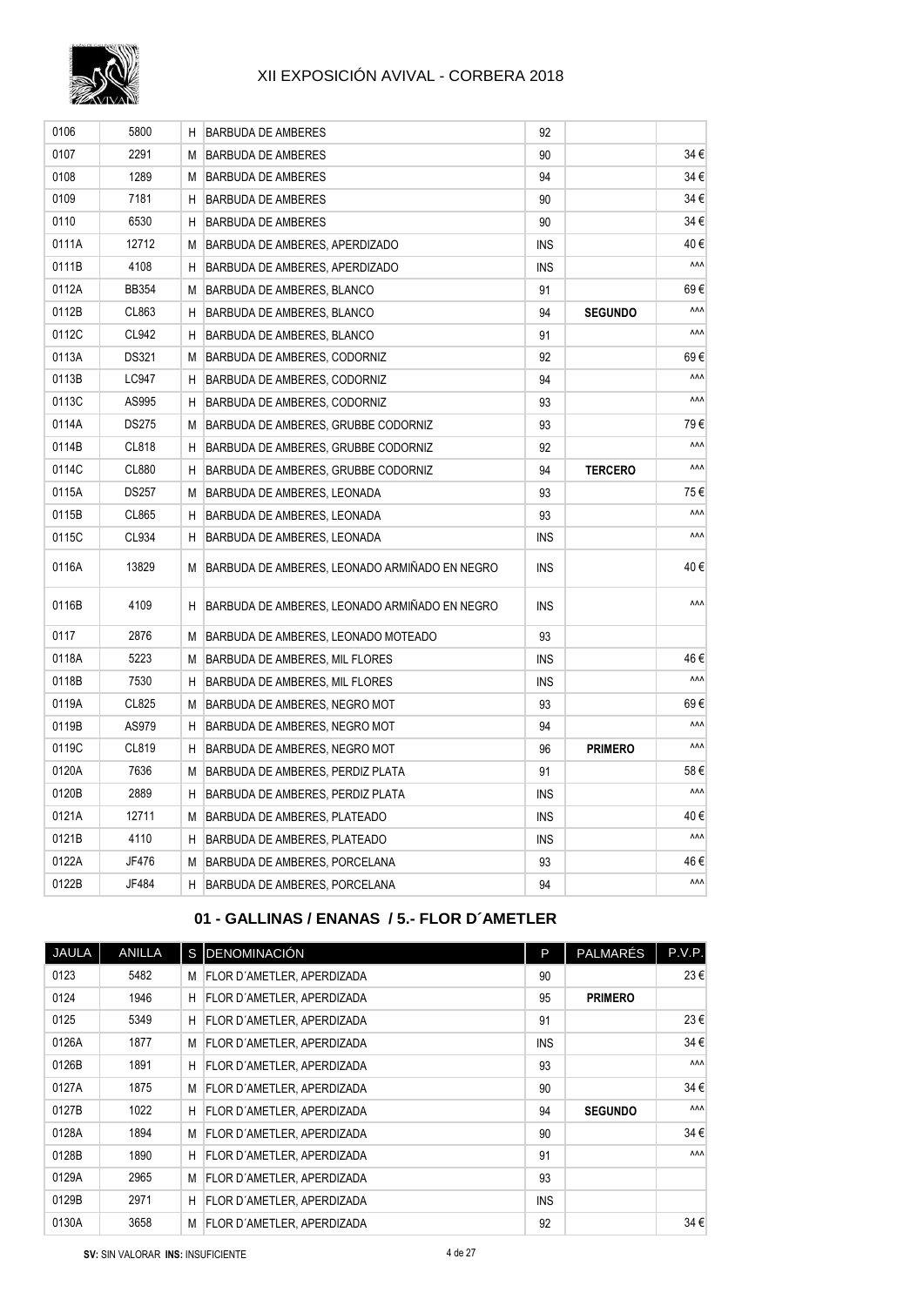| | | | | | | |
|---|---|---|---|---|---|---|
| 0106 | 5800 | H | BARBUDA DE AMBERES | 92 | | |
| 0107 | 2291 | M | BARBUDA DE AMBERES | 90 | | 34 € |
| 0108 | 1289 | M | BARBUDA DE AMBERES | 94 | | 34 € |
| 0109 | 7181 | H | BARBUDA DE AMBERES | 90 | | 34 € |
| 0110 | 6530 | H | BARBUDA DE AMBERES | 90 | | 34 € |
| 0111A | 12712 | M | BARBUDA DE AMBERES, APERDIZADO | INS | | 40 € |
| 0111B | 4108 | H | BARBUDA DE AMBERES, APERDIZADO | INS | | ^^^ |
| 0112A | BB354 | M | BARBUDA DE AMBERES, BLANCO | 91 | | 69 € |
| 0112B | CL863 | H | BARBUDA DE AMBERES, BLANCO | 94 | **SEGUNDO** | ^^^ |
| 0112C | CL942 | H | BARBUDA DE AMBERES, BLANCO | 91 | | ^^^ |
| 0113A | DS321 | M | BARBUDA DE AMBERES, CODORNIZ | 92 | | 69 € |
| 0113B | LC947 | H | BARBUDA DE AMBERES, CODORNIZ | 94 | | ^^^ |
| 0113C | AS995 | H | BARBUDA DE AMBERES, CODORNIZ | 93 | | ^^^ |
| 0114A | DS275 | M | BARBUDA DE AMBERES, GRUBBE CODORNIZ | 93 | | 79 € |
| 0114B | CL818 | H | BARBUDA DE AMBERES, GRUBBE CODORNIZ | 92 | | ^^^ |
| 0114C | CL880 | H | BARBUDA DE AMBERES, GRUBBE CODORNIZ | 94 | **TERCERO** | ^^^ |
| 0115A | DS257 | M | BARBUDA DE AMBERES, LEONADA | 93 | | 75 € |
| 0115B | CL865 | H | BARBUDA DE AMBERES, LEONADA | 93 | | ^^^ |
| 0115C | CL934 | H | BARBUDA DE AMBERES, LEONADA | INS | | ^^^ |
| 0116A | 13829 | M | BARBUDA DE AMBERES, LEONADO ARMIÑADO EN NEGRO | INS | | 40 € |
| 0116B | 4109 | H | BARBUDA DE AMBERES, LEONADO ARMIÑADO EN NEGRO | INS | | ^^^ |
| 0117 | 2876 | M | BARBUDA DE AMBERES, LEONADO MOTEADO | 93 | | |
| 0118A | 5223 | M | BARBUDA DE AMBERES, MIL FLORES | INS | | 46 € |
| 0118B | 7530 | H | BARBUDA DE AMBERES, MIL FLORES | INS | | ^^^ |
| 0119A | CL825 | M | BARBUDA DE AMBERES, NEGRO MOT | 93 | | 69 € |
| 0119B | AS979 | H | BARBUDA DE AMBERES, NEGRO MOT | 94 | | ^^^ |
| 0119C | CL819 | H | BARBUDA DE AMBERES, NEGRO MOT | 96 | **PRIMERO** | ^^^ |
| 0120A | 7636 | M | BARBUDA DE AMBERES, PERDIZ PLATA | 91 | | 58 € |
| 0120B | 2889 | H | BARBUDA DE AMBERES, PERDIZ PLATA | INS | | ^^^ |
| 0121A | 12711 | M | BARBUDA DE AMBERES, PLATEADO | INS | | 40 € |
| 0121B | 4110 | H | BARBUDA DE AMBERES, PLATEADO | INS | | ^^^ |
| 0122A | JF476 | M | BARBUDA DE AMBERES, PORCELANA | 93 | | 46 € |
| 0122B | JF484 | H | BARBUDA DE AMBERES, PORCELANA | 94 | | ^^^ |

## 01 - GALLINAS / ENANAS / 5.- FLOR D´AMETLER

| JAULA | ANILLA | S | DENOMINACIÓN | P | PALMARÉS | P.V.P. |
|---|---|---|---|---|---|---|
| 0123 | 5482 | M | FLOR D´AMETLER, APERDIZADA | 90 | | 23 € |
| 0124 | 1946 | H | FLOR D´AMETLER, APERDIZADA | 95 | **PRIMERO** | |
| 0125 | 5349 | H | FLOR D´AMETLER, APERDIZADA | 91 | | 23 € |
| 0126A | 1877 | M | FLOR D´AMETLER, APERDIZADA | INS | | 34 € |
| 0126B | 1891 | H | FLOR D´AMETLER, APERDIZADA | 93 | | ^^^ |
| 0127A | 1875 | M | FLOR D´AMETLER, APERDIZADA | 90 | | 34 € |
| 0127B | 1022 | H | FLOR D´AMETLER, APERDIZADA | 94 | **SEGUNDO** | ^^^ |
| 0128A | 1894 | M | FLOR D´AMETLER, APERDIZADA | 90 | | 34 € |
| 0128B | 1890 | H | FLOR D´AMETLER, APERDIZADA | 91 | | ^^^ |
| 0129A | 2965 | M | FLOR D´AMETLER, APERDIZADA | 93 | | |
| 0129B | 2971 | H | FLOR D´AMETLER, APERDIZADA | INS | | |
| 0130A | 3658 | M | FLOR D´AMETLER, APERDIZADA | 92 | | 34 € |

**SV:** SIN VALORAR **INS:** INSUFICIENTE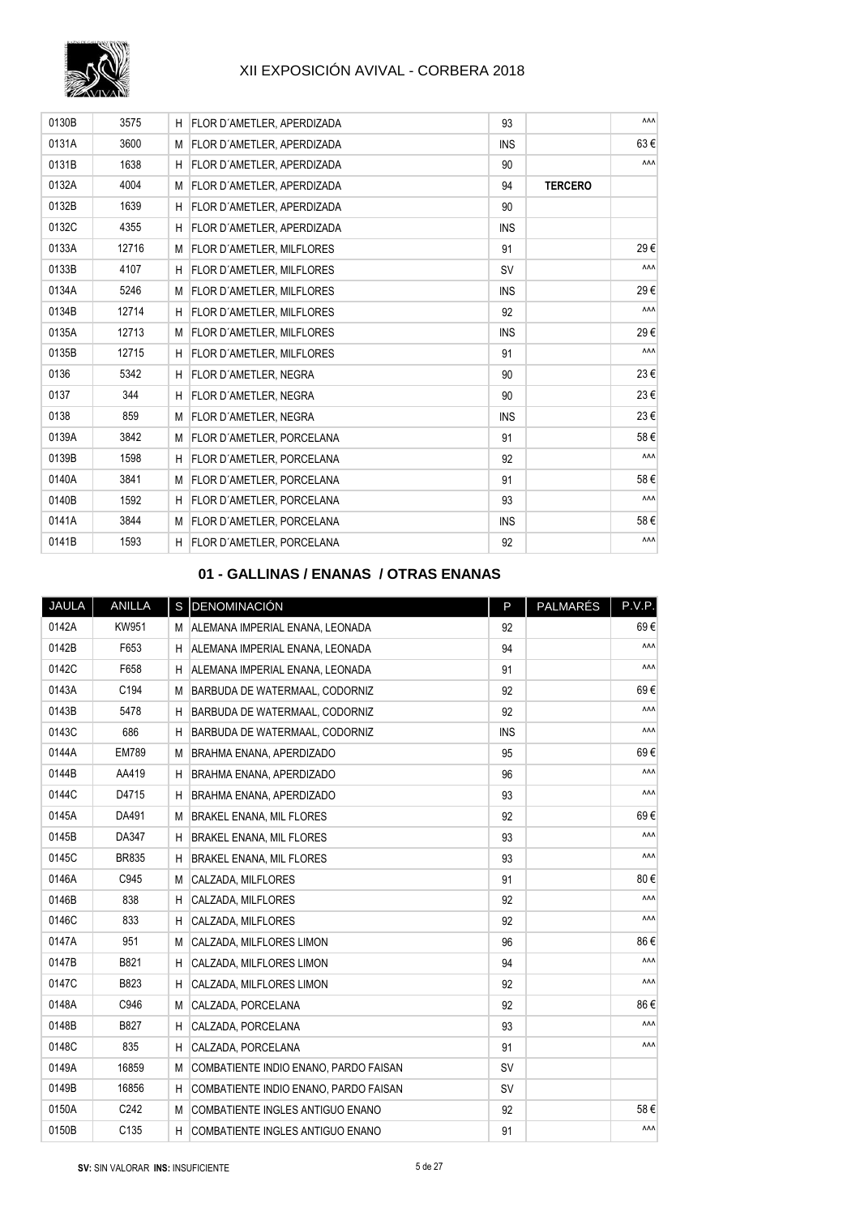| JAULA | ANILLA | S | DENOMINACIÓN | P | PALMARÉS | P.V.P. |
|---|---|---|---|---|---|---|
| 0130B | 3575 | H | FLOR D´AMETLER, APERDIZADA | 93 | | ^^^ |
| 0131A | 3600 | M | FLOR D´AMETLER, APERDIZADA | INS | | 63 € |
| 0131B | 1638 | H | FLOR D´AMETLER, APERDIZADA | 90 | | ^^^ |
| 0132A | 4004 | M | FLOR D´AMETLER, APERDIZADA | 94 | **TERCERO** | |
| 0132B | 1639 | H | FLOR D´AMETLER, APERDIZADA | 90 | | |
| 0132C | 4355 | H | FLOR D´AMETLER, APERDIZADA | INS | | |
| 0133A | 12716 | M | FLOR D´AMETLER, MILFLORES | 91 | | 29 € |
| 0133B | 4107 | H | FLOR D´AMETLER, MILFLORES | SV | | ^^^ |
| 0134A | 5246 | M | FLOR D´AMETLER, MILFLORES | INS | | 29 € |
| 0134B | 12714 | H | FLOR D´AMETLER, MILFLORES | 92 | | ^^^ |
| 0135A | 12713 | M | FLOR D´AMETLER, MILFLORES | INS | | 29 € |
| 0135B | 12715 | H | FLOR D´AMETLER, MILFLORES | 91 | | ^^^ |
| 0136 | 5342 | H | FLOR D´AMETLER, NEGRA | 90 | | 23 € |
| 0137 | 344 | H | FLOR D´AMETLER, NEGRA | 90 | | 23 € |
| 0138 | 859 | M | FLOR D´AMETLER, NEGRA | INS | | 23 € |
| 0139A | 3842 | M | FLOR D´AMETLER, PORCELANA | 91 | | 58 € |
| 0139B | 1598 | H | FLOR D´AMETLER, PORCELANA | 92 | | ^^^ |
| 0140A | 3841 | M | FLOR D´AMETLER, PORCELANA | 91 | | 58 € |
| 0140B | 1592 | H | FLOR D´AMETLER, PORCELANA | 93 | | ^^^ |
| 0141A | 3844 | M | FLOR D´AMETLER, PORCELANA | INS | | 58 € |
| 0141B | 1593 | H | FLOR D´AMETLER, PORCELANA | 92 | | ^^^ |

## 01 - GALLINAS / ENANAS / OTRAS ENANAS

| JAULA | ANILLA | S | DENOMINACIÓN | P | PALMARÉS | P.V.P. |
|---|---|---|---|---|---|---|
| 0142A | KW951 | M | ALEMANA IMPERIAL ENANA, LEONADA | 92 | | 69 € |
| 0142B | F653 | H | ALEMANA IMPERIAL ENANA, LEONADA | 94 | | ^^^ |
| 0142C | F658 | H | ALEMANA IMPERIAL ENANA, LEONADA | 91 | | ^^^ |
| 0143A | C194 | M | BARBUDA DE WATERMAAL, CODORNIZ | 92 | | 69 € |
| 0143B | 5478 | H | BARBUDA DE WATERMAAL, CODORNIZ | 92 | | ^^^ |
| 0143C | 686 | H | BARBUDA DE WATERMAAL, CODORNIZ | INS | | ^^^ |
| 0144A | EM789 | M | BRAHMA ENANA, APERDIZADO | 95 | | 69 € |
| 0144B | AA419 | H | BRAHMA ENANA, APERDIZADO | 96 | | ^^^ |
| 0144C | D4715 | H | BRAHMA ENANA, APERDIZADO | 93 | | ^^^ |
| 0145A | DA491 | M | BRAKEL ENANA, MIL FLORES | 92 | | 69 € |
| 0145B | DA347 | H | BRAKEL ENANA, MIL FLORES | 93 | | ^^^ |
| 0145C | BR835 | H | BRAKEL ENANA, MIL FLORES | 93 | | ^^^ |
| 0146A | C945 | M | CALZADA, MILFLORES | 91 | | 80 € |
| 0146B | 838 | H | CALZADA, MILFLORES | 92 | | ^^^ |
| 0146C | 833 | H | CALZADA, MILFLORES | 92 | | ^^^ |
| 0147A | 951 | M | CALZADA, MILFLORES LIMON | 96 | | 86 € |
| 0147B | B821 | H | CALZADA, MILFLORES LIMON | 94 | | ^^^ |
| 0147C | B823 | H | CALZADA, MILFLORES LIMON | 92 | | ^^^ |
| 0148A | C946 | M | CALZADA, PORCELANA | 92 | | 86 € |
| 0148B | B827 | H | CALZADA, PORCELANA | 93 | | ^^^ |
| 0148C | 835 | H | CALZADA, PORCELANA | 91 | | ^^^ |
| 0149A | 16859 | M | COMBATIENTE INDIO ENANO, PARDO FAISAN | SV | | |
| 0149B | 16856 | H | COMBATIENTE INDIO ENANO, PARDO FAISAN | SV | | |
| 0150A | C242 | M | COMBATIENTE INGLES ANTIGUO ENANO | 92 | | 58 € |
| 0150B | C135 | H | COMBATIENTE INGLES ANTIGUO ENANO | 91 | | ^^^ |

**SV:** SIN VALORAR **INS:** INSUFICIENTE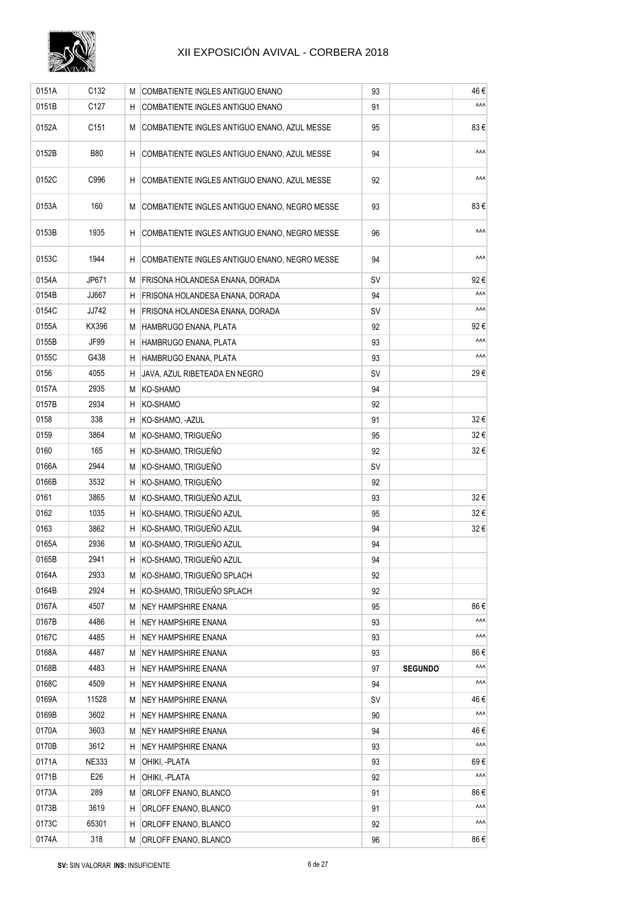| 0151A | C132 | M | COMBATIENTE INGLES ANTIGUO ENANO | 93 | | 46 € |
|---|---|---|---|---|---|---|
| 0151B | C127 | H | COMBATIENTE INGLES ANTIGUO ENANO | 91 | | ^^^ |
| 0152A | C151 | M | COMBATIENTE INGLES ANTIGUO ENANO, AZUL MESSE | 95 | | 83 € |
| 0152B | B80 | H | COMBATIENTE INGLES ANTIGUO ENANO, AZUL MESSE | 94 | | ^^^ |
| 0152C | C996 | H | COMBATIENTE INGLES ANTIGUO ENANO, AZUL MESSE | 92 | | ^^^ |
| 0153A | 160 | M | COMBATIENTE INGLES ANTIGUO ENANO, NEGRO MESSE | 93 | | 83 € |
| 0153B | 1935 | H | COMBATIENTE INGLES ANTIGUO ENANO, NEGRO MESSE | 96 | | ^^^ |
| 0153C | 1944 | H | COMBATIENTE INGLES ANTIGUO ENANO, NEGRO MESSE | 94 | | ^^^ |
| 0154A | JP671 | M | FRISONA HOLANDESA ENANA, DORADA | SV | | 92 € |
| 0154B | JJ667 | H | FRISONA HOLANDESA ENANA, DORADA | 94 | | ^^^ |
| 0154C | JJ742 | H | FRISONA HOLANDESA ENANA, DORADA | SV | | ^^^ |
| 0155A | KX396 | M | HAMBRUGO ENANA, PLATA | 92 | | 92 € |
| 0155B | JF99 | H | HAMBRUGO ENANA, PLATA | 93 | | ^^^ |
| 0155C | G438 | H | HAMBRUGO ENANA, PLATA | 93 | | ^^^ |
| 0156 | 4055 | H | JAVA, AZUL RIBETEADA EN NEGRO | SV | | 29 € |
| 0157A | 2935 | M | KO-SHAMO | 94 | | |
| 0157B | 2934 | H | KO-SHAMO | 92 | | |
| 0158 | 338 | H | KO-SHAMO, -AZUL | 91 | | 32 € |
| 0159 | 3864 | M | KO-SHAMO, TRIGUEÑO | 95 | | 32 € |
| 0160 | 165 | H | KO-SHAMO, TRIGUEÑO | 92 | | 32 € |
| 0166A | 2944 | M | KO-SHAMO, TRIGUEÑO | SV | | |
| 0166B | 3532 | H | KO-SHAMO, TRIGUEÑO | 92 | | |
| 0161 | 3865 | M | KO-SHAMO, TRIGUEÑO AZUL | 93 | | 32 € |
| 0162 | 1035 | H | KO-SHAMO, TRIGUEÑO AZUL | 95 | | 32 € |
| 0163 | 3862 | H | KO-SHAMO, TRIGUEÑO AZUL | 94 | | 32 € |
| 0165A | 2936 | M | KO-SHAMO, TRIGUEÑO AZUL | 94 | | |
| 0165B | 2941 | H | KO-SHAMO, TRIGUEÑO AZUL | 94 | | |
| 0164A | 2933 | M | KO-SHAMO, TRIGUEÑO SPLACH | 92 | | |
| 0164B | 2924 | H | KO-SHAMO, TRIGUEÑO SPLACH | 92 | | |
| 0167A | 4507 | M | NEY HAMPSHIRE ENANA | 95 | | 86 € |
| 0167B | 4486 | H | NEY HAMPSHIRE ENANA | 93 | | ^^^ |
| 0167C | 4485 | H | NEY HAMPSHIRE ENANA | 93 | | ^^^ |
| 0168A | 4487 | M | NEY HAMPSHIRE ENANA | 93 | | 86 € |
| 0168B | 4483 | H | NEY HAMPSHIRE ENANA | 97 | **SEGUNDO** | ^^^ |
| 0168C | 4509 | H | NEY HAMPSHIRE ENANA | 94 | | ^^^ |
| 0169A | 11528 | M | NEY HAMPSHIRE ENANA | SV | | 46 € |
| 0169B | 3602 | H | NEY HAMPSHIRE ENANA | 90 | | ^^^ |
| 0170A | 3603 | M | NEY HAMPSHIRE ENANA | 94 | | 46 € |
| 0170B | 3612 | H | NEY HAMPSHIRE ENANA | 93 | | ^^^ |
| 0171A | NE333 | M | OHIKI, -PLATA | 93 | | 69 € |
| 0171B | E26 | H | OHIKI, -PLATA | 92 | | ^^^ |
| 0173A | 289 | M | ORLOFF ENANO, BLANCO | 91 | | 86 € |
| 0173B | 3619 | H | ORLOFF ENANO, BLANCO | 91 | | ^^^ |
| 0173C | 65301 | H | ORLOFF ENANO, BLANCO | 92 | | ^^^ |
| 0174A | 318 | M | ORLOFF ENANO, BLANCO | 96 | | 86 € |

**SV:** SIN VALORAR **INS:** INSUFICIENTE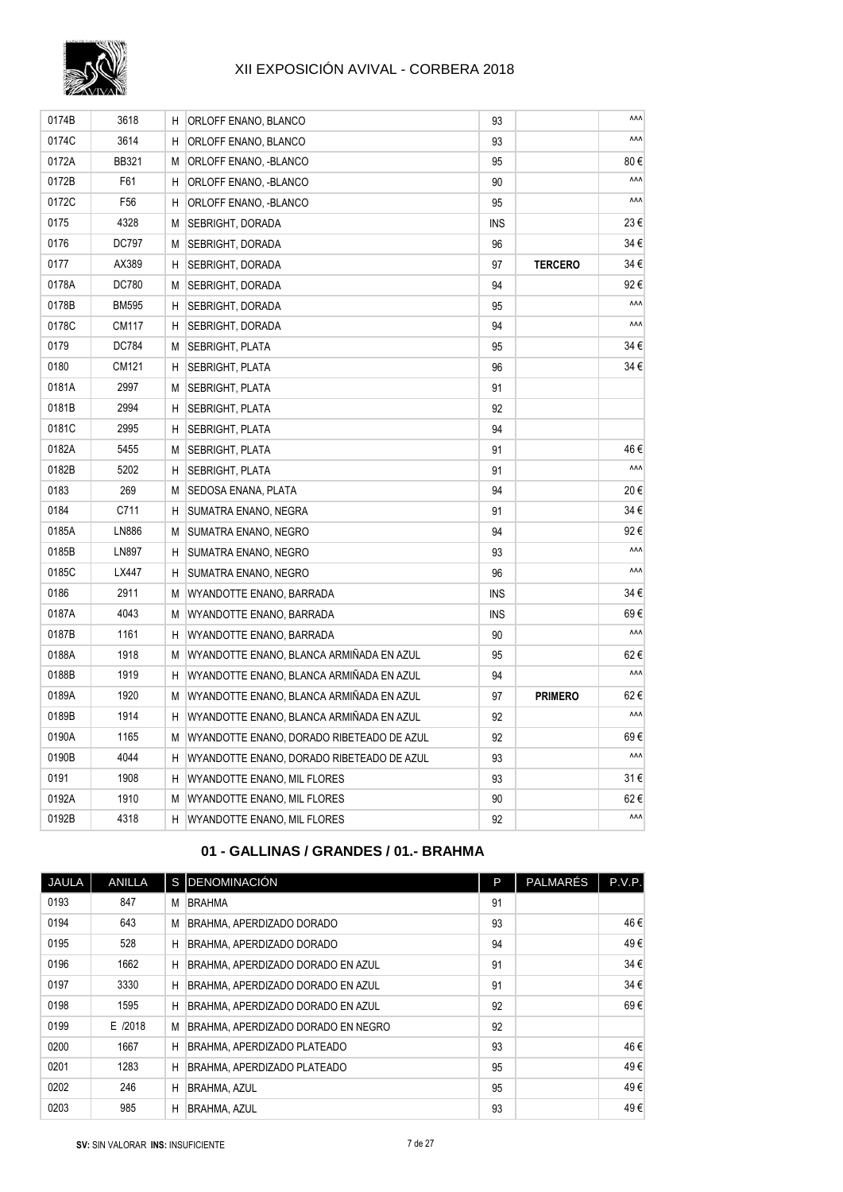| | | | | | | |
|---|---|---|---|---|---|---|
| 0174B | 3618 | H | ORLOFF ENANO, BLANCO | 93 | | ^^^ |
| 0174C | 3614 | H | ORLOFF ENANO, BLANCO | 93 | | ^^^ |
| 0172A | BB321 | M | ORLOFF ENANO, -BLANCO | 95 | | 80 € |
| 0172B | F61 | H | ORLOFF ENANO, -BLANCO | 90 | | ^^^ |
| 0172C | F56 | H | ORLOFF ENANO, -BLANCO | 95 | | ^^^ |
| 0175 | 4328 | M | SEBRIGHT, DORADA | INS | | 23 € |
| 0176 | DC797 | M | SEBRIGHT, DORADA | 96 | | 34 € |
| 0177 | AX389 | H | SEBRIGHT, DORADA | 97 | **TERCERO** | 34 € |
| 0178A | DC780 | M | SEBRIGHT, DORADA | 94 | | 92 € |
| 0178B | BM595 | H | SEBRIGHT, DORADA | 95 | | ^^^ |
| 0178C | CM117 | H | SEBRIGHT, DORADA | 94 | | ^^^ |
| 0179 | DC784 | M | SEBRIGHT, PLATA | 95 | | 34 € |
| 0180 | CM121 | H | SEBRIGHT, PLATA | 96 | | 34 € |
| 0181A | 2997 | M | SEBRIGHT, PLATA | 91 | | |
| 0181B | 2994 | H | SEBRIGHT, PLATA | 92 | | |
| 0181C | 2995 | H | SEBRIGHT, PLATA | 94 | | |
| 0182A | 5455 | M | SEBRIGHT, PLATA | 91 | | 46 € |
| 0182B | 5202 | H | SEBRIGHT, PLATA | 91 | | ^^^ |
| 0183 | 269 | M | SEDOSA ENANA, PLATA | 94 | | 20 € |
| 0184 | C711 | H | SUMATRA ENANO, NEGRA | 91 | | 34 € |
| 0185A | LN886 | M | SUMATRA ENANO, NEGRO | 94 | | 92 € |
| 0185B | LN897 | H | SUMATRA ENANO, NEGRO | 93 | | ^^^ |
| 0185C | LX447 | H | SUMATRA ENANO, NEGRO | 96 | | ^^^ |
| 0186 | 2911 | M | WYANDOTTE ENANO, BARRADA | INS | | 34 € |
| 0187A | 4043 | M | WYANDOTTE ENANO, BARRADA | INS | | 69 € |
| 0187B | 1161 | H | WYANDOTTE ENANO, BARRADA | 90 | | ^^^ |
| 0188A | 1918 | M | WYANDOTTE ENANO, BLANCA ARMIÑADA EN AZUL | 95 | | 62 € |
| 0188B | 1919 | H | WYANDOTTE ENANO, BLANCA ARMIÑADA EN AZUL | 94 | | ^^^ |
| 0189A | 1920 | M | WYANDOTTE ENANO, BLANCA ARMIÑADA EN AZUL | 97 | **PRIMERO** | 62 € |
| 0189B | 1914 | H | WYANDOTTE ENANO, BLANCA ARMIÑADA EN AZUL | 92 | | ^^^ |
| 0190A | 1165 | M | WYANDOTTE ENANO, DORADO RIBETEADO DE AZUL | 92 | | 69 € |
| 0190B | 4044 | H | WYANDOTTE ENANO, DORADO RIBETEADO DE AZUL | 93 | | ^^^ |
| 0191 | 1908 | H | WYANDOTTE ENANO, MIL FLORES | 93 | | 31 € |
| 0192A | 1910 | M | WYANDOTTE ENANO, MIL FLORES | 90 | | 62 € |
| 0192B | 4318 | H | WYANDOTTE ENANO, MIL FLORES | 92 | | ^^^ |

### 01 - GALLINAS / GRANDES / 01.- BRAHMA

| JAULA | ANILLA | S | DENOMINACIÓN | P | PALMARÉS | P.V.P. |
|---|---|---|---|---|---|---|
| 0193 | 847 | M | BRAHMA | 91 | | |
| 0194 | 643 | M | BRAHMA, APERDIZADO DORADO | 93 | | 46 € |
| 0195 | 528 | H | BRAHMA, APERDIZADO DORADO | 94 | | 49 € |
| 0196 | 1662 | H | BRAHMA, APERDIZADO DORADO EN AZUL | 91 | | 34 € |
| 0197 | 3330 | H | BRAHMA, APERDIZADO DORADO EN AZUL | 91 | | 34 € |
| 0198 | 1595 | H | BRAHMA, APERDIZADO DORADO EN AZUL | 92 | | 69 € |
| 0199 | E /2018 | M | BRAHMA, APERDIZADO DORADO EN NEGRO | 92 | | |
| 0200 | 1667 | H | BRAHMA, APERDIZADO PLATEADO | 93 | | 46 € |
| 0201 | 1283 | H | BRAHMA, APERDIZADO PLATEADO | 95 | | 49 € |
| 0202 | 246 | H | BRAHMA, AZUL | 95 | | 49 € |
| 0203 | 985 | H | BRAHMA, AZUL | 93 | | 49 € |

**SV:** SIN VALORAR **INS:** INSUFICIENTE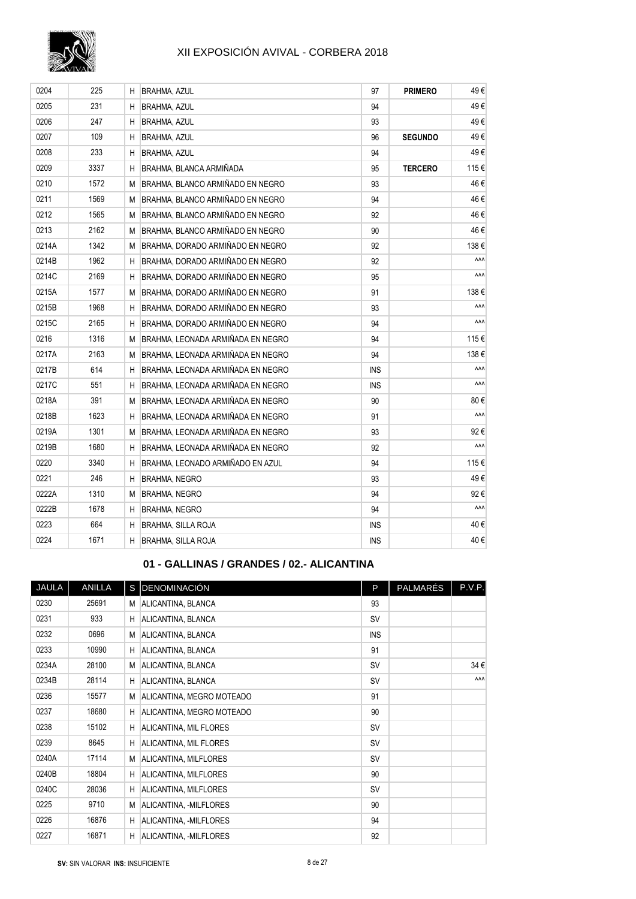| | | | | | | |
|---|---|---|---|---|---|---|
| 0204 | 225 | H | BRAHMA, AZUL | 97 | **PRIMERO** | 49 € |
| 0205 | 231 | H | BRAHMA, AZUL | 94 | | 49 € |
| 0206 | 247 | H | BRAHMA, AZUL | 93 | | 49 € |
| 0207 | 109 | H | BRAHMA, AZUL | 96 | **SEGUNDO** | 49 € |
| 0208 | 233 | H | BRAHMA, AZUL | 94 | | 49 € |
| 0209 | 3337 | H | BRAHMA, BLANCA ARMIÑADA | 95 | **TERCERO** | 115 € |
| 0210 | 1572 | M | BRAHMA, BLANCO ARMIÑADO EN NEGRO | 93 | | 46 € |
| 0211 | 1569 | M | BRAHMA, BLANCO ARMIÑADO EN NEGRO | 94 | | 46 € |
| 0212 | 1565 | M | BRAHMA, BLANCO ARMIÑADO EN NEGRO | 92 | | 46 € |
| 0213 | 2162 | M | BRAHMA, BLANCO ARMIÑADO EN NEGRO | 90 | | 46 € |
| 0214A | 1342 | M | BRAHMA, DORADO ARMIÑADO EN NEGRO | 92 | | 138 € |
| 0214B | 1962 | H | BRAHMA, DORADO ARMIÑADO EN NEGRO | 92 | | ^^^ |
| 0214C | 2169 | H | BRAHMA, DORADO ARMIÑADO EN NEGRO | 95 | | ^^^ |
| 0215A | 1577 | M | BRAHMA, DORADO ARMIÑADO EN NEGRO | 91 | | 138 € |
| 0215B | 1968 | H | BRAHMA, DORADO ARMIÑADO EN NEGRO | 93 | | ^^^ |
| 0215C | 2165 | H | BRAHMA, DORADO ARMIÑADO EN NEGRO | 94 | | ^^^ |
| 0216 | 1316 | M | BRAHMA, LEONADA ARMIÑADA EN NEGRO | 94 | | 115 € |
| 0217A | 2163 | M | BRAHMA, LEONADA ARMIÑADA EN NEGRO | 94 | | 138 € |
| 0217B | 614 | H | BRAHMA, LEONADA ARMIÑADA EN NEGRO | INS | | ^^^ |
| 0217C | 551 | H | BRAHMA, LEONADA ARMIÑADA EN NEGRO | INS | | ^^^ |
| 0218A | 391 | M | BRAHMA, LEONADA ARMIÑADA EN NEGRO | 90 | | 80 € |
| 0218B | 1623 | H | BRAHMA, LEONADA ARMIÑADA EN NEGRO | 91 | | ^^^ |
| 0219A | 1301 | M | BRAHMA, LEONADA ARMIÑADA EN NEGRO | 93 | | 92 € |
| 0219B | 1680 | H | BRAHMA, LEONADA ARMIÑADA EN NEGRO | 92 | | ^^^ |
| 0220 | 3340 | H | BRAHMA, LEONADO ARMIÑADO EN AZUL | 94 | | 115 € |
| 0221 | 246 | H | BRAHMA, NEGRO | 93 | | 49 € |
| 0222A | 1310 | M | BRAHMA, NEGRO | 94 | | 92 € |
| 0222B | 1678 | H | BRAHMA, NEGRO | 94 | | ^^^ |
| 0223 | 664 | H | BRAHMA, SILLA ROJA | INS | | 40 € |
| 0224 | 1671 | H | BRAHMA, SILLA ROJA | INS | | 40 € |

## 01 - GALLINAS / GRANDES / 02.- ALICANTINA

| JAULA | ANILLA | S | DENOMINACIÓN | P | PALMARÉS | P.V.P. |
|---|---|---|---|---|---|---|
| 0230 | 25691 | M | ALICANTINA, BLANCA | 93 | | |
| 0231 | 933 | H | ALICANTINA, BLANCA | SV | | |
| 0232 | 0696 | M | ALICANTINA, BLANCA | INS | | |
| 0233 | 10990 | H | ALICANTINA, BLANCA | 91 | | |
| 0234A | 28100 | M | ALICANTINA, BLANCA | SV | | 34 € |
| 0234B | 28114 | H | ALICANTINA, BLANCA | SV | | ^^^ |
| 0236 | 15577 | M | ALICANTINA, MEGRO MOTEADO | 91 | | |
| 0237 | 18680 | H | ALICANTINA, MEGRO MOTEADO | 90 | | |
| 0238 | 15102 | H | ALICANTINA, MIL FLORES | SV | | |
| 0239 | 8645 | H | ALICANTINA, MIL FLORES | SV | | |
| 0240A | 17114 | M | ALICANTINA, MILFLORES | SV | | |
| 0240B | 18804 | H | ALICANTINA, MILFLORES | 90 | | |
| 0240C | 28036 | H | ALICANTINA, MILFLORES | SV | | |
| 0225 | 9710 | M | ALICANTINA, -MILFLORES | 90 | | |
| 0226 | 16876 | H | ALICANTINA, -MILFLORES | 94 | | |
| 0227 | 16871 | H | ALICANTINA, -MILFLORES | 92 | | |

**SV:** SIN VALORAR **INS:** INSUFICIENTE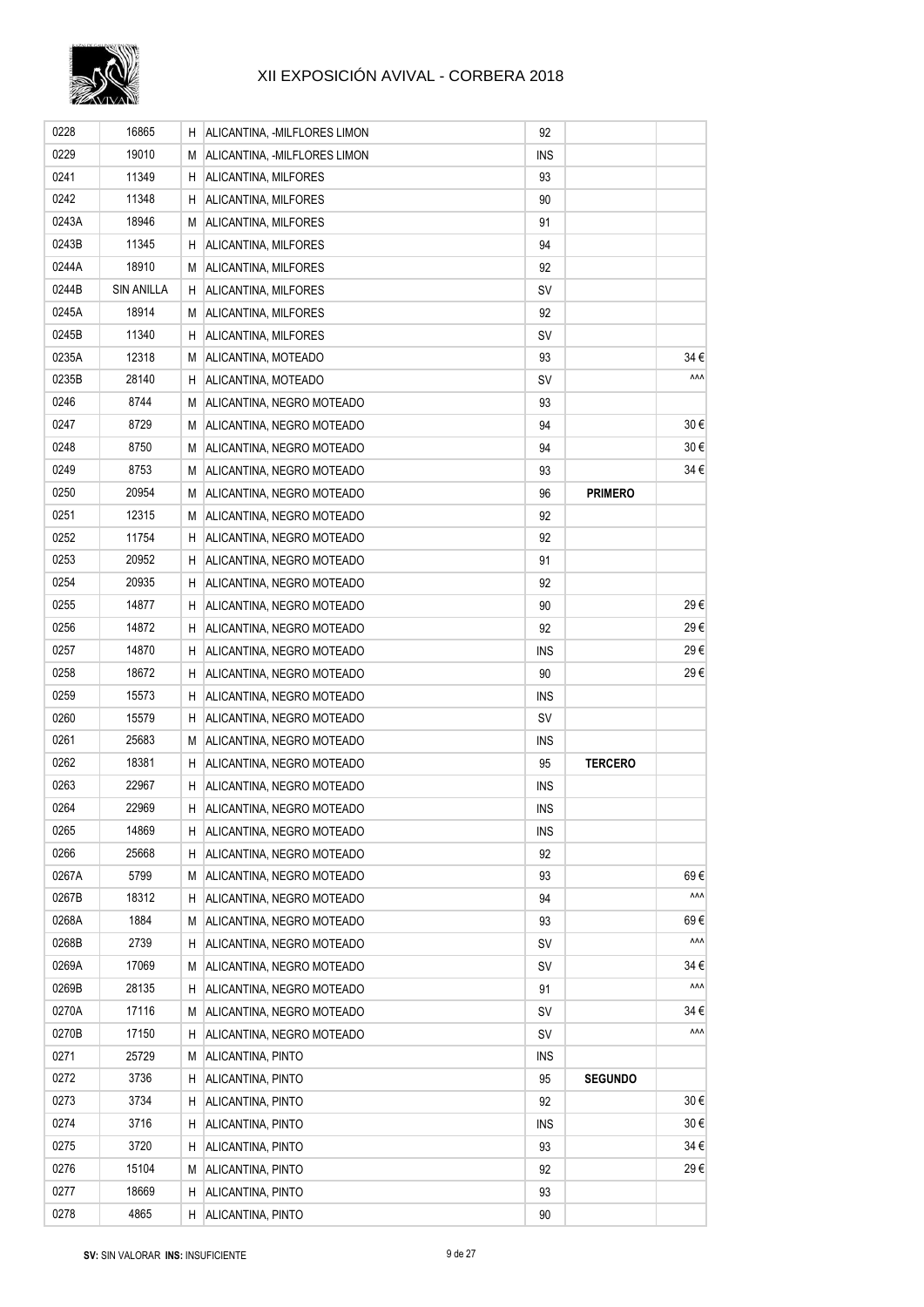| | | | | | | |
|---|---|---|---|---|---|---|
| 0228 | 16865 | H | ALICANTINA, -MILFLORES LIMON | 92 | | |
| 0229 | 19010 | M | ALICANTINA, -MILFLORES LIMON | INS | | |
| 0241 | 11349 | H | ALICANTINA, MILFORES | 93 | | |
| 0242 | 11348 | H | ALICANTINA, MILFORES | 90 | | |
| 0243A | 18946 | M | ALICANTINA, MILFORES | 91 | | |
| 0243B | 11345 | H | ALICANTINA, MILFORES | 94 | | |
| 0244A | 18910 | M | ALICANTINA, MILFORES | 92 | | |
| 0244B | SIN ANILLA | H | ALICANTINA, MILFORES | SV | | |
| 0245A | 18914 | M | ALICANTINA, MILFORES | 92 | | |
| 0245B | 11340 | H | ALICANTINA, MILFORES | SV | | |
| 0235A | 12318 | M | ALICANTINA, MOTEADO | 93 | | 34 € |
| 0235B | 28140 | H | ALICANTINA, MOTEADO | SV | | ^^^ |
| 0246 | 8744 | M | ALICANTINA, NEGRO MOTEADO | 93 | | |
| 0247 | 8729 | M | ALICANTINA, NEGRO MOTEADO | 94 | | 30 € |
| 0248 | 8750 | M | ALICANTINA, NEGRO MOTEADO | 94 | | 30 € |
| 0249 | 8753 | M | ALICANTINA, NEGRO MOTEADO | 93 | | 34 € |
| 0250 | 20954 | M | ALICANTINA, NEGRO MOTEADO | 96 | **PRIMERO** | |
| 0251 | 12315 | M | ALICANTINA, NEGRO MOTEADO | 92 | | |
| 0252 | 11754 | H | ALICANTINA, NEGRO MOTEADO | 92 | | |
| 0253 | 20952 | H | ALICANTINA, NEGRO MOTEADO | 91 | | |
| 0254 | 20935 | H | ALICANTINA, NEGRO MOTEADO | 92 | | |
| 0255 | 14877 | H | ALICANTINA, NEGRO MOTEADO | 90 | | 29 € |
| 0256 | 14872 | H | ALICANTINA, NEGRO MOTEADO | 92 | | 29 € |
| 0257 | 14870 | H | ALICANTINA, NEGRO MOTEADO | INS | | 29 € |
| 0258 | 18672 | H | ALICANTINA, NEGRO MOTEADO | 90 | | 29 € |
| 0259 | 15573 | H | ALICANTINA, NEGRO MOTEADO | INS | | |
| 0260 | 15579 | H | ALICANTINA, NEGRO MOTEADO | SV | | |
| 0261 | 25683 | M | ALICANTINA, NEGRO MOTEADO | INS | | |
| 0262 | 18381 | H | ALICANTINA, NEGRO MOTEADO | 95 | **TERCERO** | |
| 0263 | 22967 | H | ALICANTINA, NEGRO MOTEADO | INS | | |
| 0264 | 22969 | H | ALICANTINA, NEGRO MOTEADO | INS | | |
| 0265 | 14869 | H | ALICANTINA, NEGRO MOTEADO | INS | | |
| 0266 | 25668 | H | ALICANTINA, NEGRO MOTEADO | 92 | | |
| 0267A | 5799 | M | ALICANTINA, NEGRO MOTEADO | 93 | | 69 € |
| 0267B | 18312 | H | ALICANTINA, NEGRO MOTEADO | 94 | | ^^^ |
| 0268A | 1884 | M | ALICANTINA, NEGRO MOTEADO | 93 | | 69 € |
| 0268B | 2739 | H | ALICANTINA, NEGRO MOTEADO | SV | | ^^^ |
| 0269A | 17069 | M | ALICANTINA, NEGRO MOTEADO | SV | | 34 € |
| 0269B | 28135 | H | ALICANTINA, NEGRO MOTEADO | 91 | | ^^^ |
| 0270A | 17116 | M | ALICANTINA, NEGRO MOTEADO | SV | | 34 € |
| 0270B | 17150 | H | ALICANTINA, NEGRO MOTEADO | SV | | ^^^ |
| 0271 | 25729 | M | ALICANTINA, PINTO | INS | | |
| 0272 | 3736 | H | ALICANTINA, PINTO | 95 | **SEGUNDO** | |
| 0273 | 3734 | H | ALICANTINA, PINTO | 92 | | 30 € |
| 0274 | 3716 | H | ALICANTINA, PINTO | INS | | 30 € |
| 0275 | 3720 | H | ALICANTINA, PINTO | 93 | | 34 € |
| 0276 | 15104 | M | ALICANTINA, PINTO | 92 | | 29 € |
| 0277 | 18669 | H | ALICANTINA, PINTO | 93 | | |
| 0278 | 4865 | H | ALICANTINA, PINTO | 90 | | |

**SV:** SIN VALORAR **INS:** INSUFICIENTE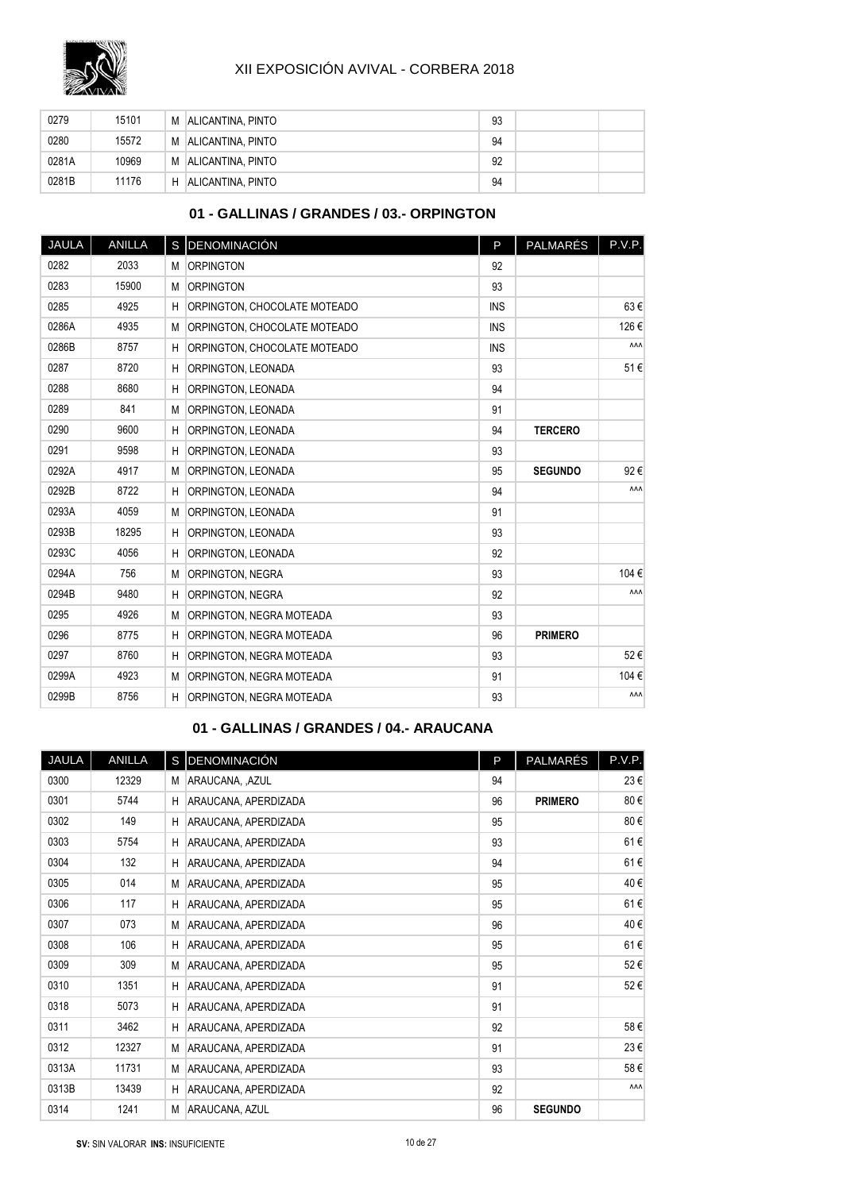| 0279 | 15101 | M | ALICANTINA, PINTO | 93 | | |
|---|---|---|---|---|---|---|
| 0280 | 15572 | M | ALICANTINA, PINTO | 94 | | |
| 0281A | 10969 | M | ALICANTINA, PINTO | 92 | | |
| 0281B | 11176 | H | ALICANTINA, PINTO | 94 | | |

## 01 - GALLINAS / GRANDES / 03.- ORPINGTON

| JAULA | ANILLA | S | DENOMINACIÓN | P | PALMARÉS | P.V.P. |
|---|---|---|---|---|---|---|
| 0282 | 2033 | M | ORPINGTON | 92 | | |
| 0283 | 15900 | M | ORPINGTON | 93 | | |
| 0285 | 4925 | H | ORPINGTON, CHOCOLATE MOTEADO | INS | | 63 € |
| 0286A | 4935 | M | ORPINGTON, CHOCOLATE MOTEADO | INS | | 126 € |
| 0286B | 8757 | H | ORPINGTON, CHOCOLATE MOTEADO | INS | | ^^^ |
| 0287 | 8720 | H | ORPINGTON, LEONADA | 93 | | 51 € |
| 0288 | 8680 | H | ORPINGTON, LEONADA | 94 | | |
| 0289 | 841 | M | ORPINGTON, LEONADA | 91 | | |
| 0290 | 9600 | H | ORPINGTON, LEONADA | 94 | **TERCERO** | |
| 0291 | 9598 | H | ORPINGTON, LEONADA | 93 | | |
| 0292A | 4917 | M | ORPINGTON, LEONADA | 95 | **SEGUNDO** | 92 € |
| 0292B | 8722 | H | ORPINGTON, LEONADA | 94 | | ^^^ |
| 0293A | 4059 | M | ORPINGTON, LEONADA | 91 | | |
| 0293B | 18295 | H | ORPINGTON, LEONADA | 93 | | |
| 0293C | 4056 | H | ORPINGTON, LEONADA | 92 | | |
| 0294A | 756 | M | ORPINGTON, NEGRA | 93 | | 104 € |
| 0294B | 9480 | H | ORPINGTON, NEGRA | 92 | | ^^^ |
| 0295 | 4926 | M | ORPINGTON, NEGRA MOTEADA | 93 | | |
| 0296 | 8775 | H | ORPINGTON, NEGRA MOTEADA | 96 | **PRIMERO** | |
| 0297 | 8760 | H | ORPINGTON, NEGRA MOTEADA | 93 | | 52 € |
| 0299A | 4923 | M | ORPINGTON, NEGRA MOTEADA | 91 | | 104 € |
| 0299B | 8756 | H | ORPINGTON, NEGRA MOTEADA | 93 | | ^^^ |

## 01 - GALLINAS / GRANDES / 04.- ARAUCANA

| JAULA | ANILLA | S | DENOMINACIÓN | P | PALMARÉS | P.V.P. |
|---|---|---|---|---|---|---|
| 0300 | 12329 | M | ARAUCANA, ,AZUL | 94 | | 23 € |
| 0301 | 5744 | H | ARAUCANA, APERDIZADA | 96 | **PRIMERO** | 80 € |
| 0302 | 149 | H | ARAUCANA, APERDIZADA | 95 | | 80 € |
| 0303 | 5754 | H | ARAUCANA, APERDIZADA | 93 | | 61 € |
| 0304 | 132 | H | ARAUCANA, APERDIZADA | 94 | | 61 € |
| 0305 | 014 | M | ARAUCANA, APERDIZADA | 95 | | 40 € |
| 0306 | 117 | H | ARAUCANA, APERDIZADA | 95 | | 61 € |
| 0307 | 073 | M | ARAUCANA, APERDIZADA | 96 | | 40 € |
| 0308 | 106 | H | ARAUCANA, APERDIZADA | 95 | | 61 € |
| 0309 | 309 | M | ARAUCANA, APERDIZADA | 95 | | 52 € |
| 0310 | 1351 | H | ARAUCANA, APERDIZADA | 91 | | 52 € |
| 0318 | 5073 | H | ARAUCANA, APERDIZADA | 91 | | |
| 0311 | 3462 | H | ARAUCANA, APERDIZADA | 92 | | 58 € |
| 0312 | 12327 | M | ARAUCANA, APERDIZADA | 91 | | 23 € |
| 0313A | 11731 | M | ARAUCANA, APERDIZADA | 93 | | 58 € |
| 0313B | 13439 | H | ARAUCANA, APERDIZADA | 92 | | ^^^ |
| 0314 | 1241 | M | ARAUCANA, AZUL | 96 | **SEGUNDO** | |

**SV:** SIN VALORAR **INS:** INSUFICIENTE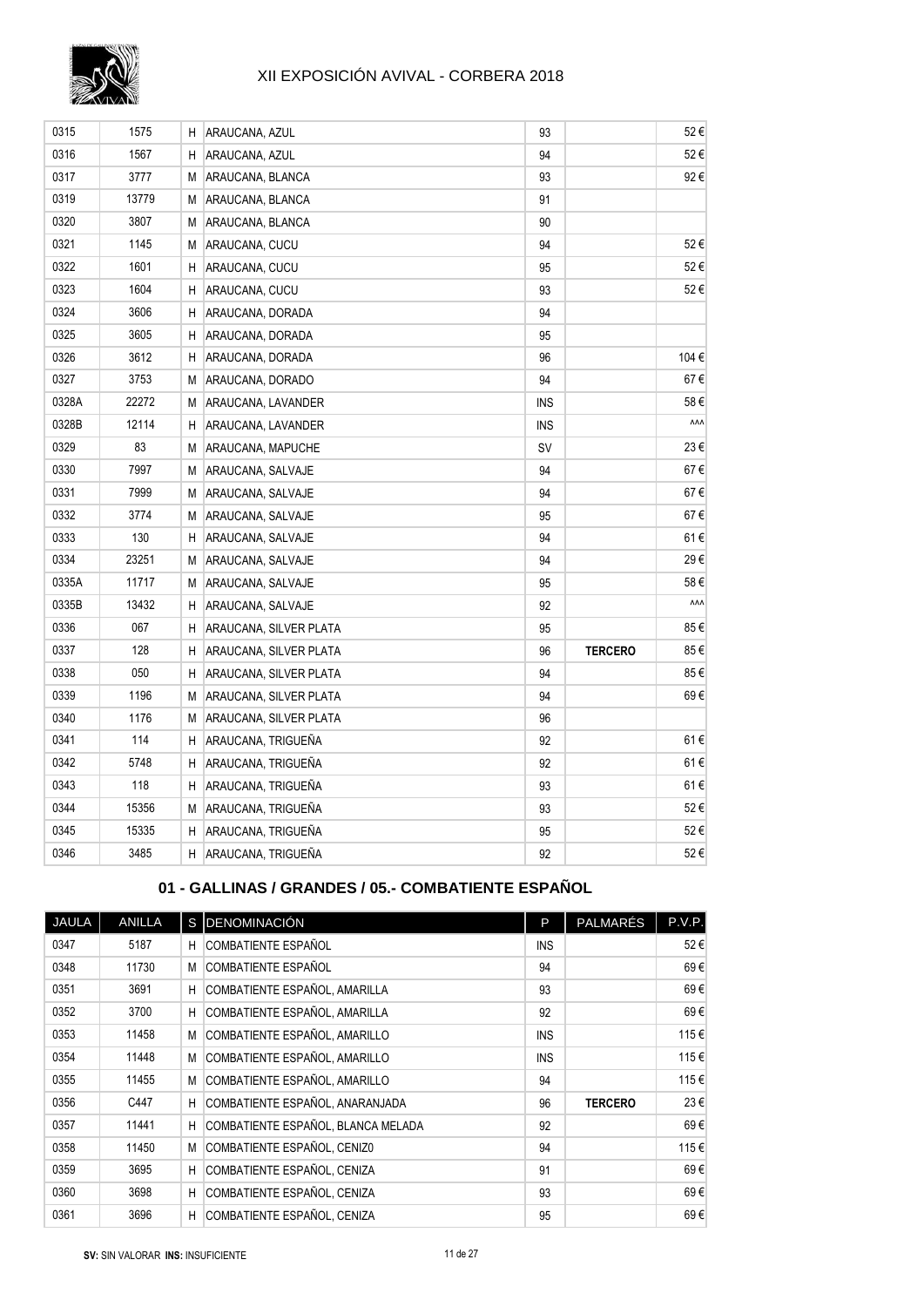| | | | | | | |
|---|---|---|---|---|---|---|
| 0315 | 1575 | H | ARAUCANA, AZUL | 93 | | 52 € |
| 0316 | 1567 | H | ARAUCANA, AZUL | 94 | | 52 € |
| 0317 | 3777 | M | ARAUCANA, BLANCA | 93 | | 92 € |
| 0319 | 13779 | M | ARAUCANA, BLANCA | 91 | | |
| 0320 | 3807 | M | ARAUCANA, BLANCA | 90 | | |
| 0321 | 1145 | M | ARAUCANA, CUCU | 94 | | 52 € |
| 0322 | 1601 | H | ARAUCANA, CUCU | 95 | | 52 € |
| 0323 | 1604 | H | ARAUCANA, CUCU | 93 | | 52 € |
| 0324 | 3606 | H | ARAUCANA, DORADA | 94 | | |
| 0325 | 3605 | H | ARAUCANA, DORADA | 95 | | |
| 0326 | 3612 | H | ARAUCANA, DORADA | 96 | | 104 € |
| 0327 | 3753 | M | ARAUCANA, DORADO | 94 | | 67 € |
| 0328A | 22272 | M | ARAUCANA, LAVANDER | INS | | 58 € |
| 0328B | 12114 | H | ARAUCANA, LAVANDER | INS | | ^^^ |
| 0329 | 83 | M | ARAUCANA, MAPUCHE | SV | | 23 € |
| 0330 | 7997 | M | ARAUCANA, SALVAJE | 94 | | 67 € |
| 0331 | 7999 | M | ARAUCANA, SALVAJE | 94 | | 67 € |
| 0332 | 3774 | M | ARAUCANA, SALVAJE | 95 | | 67 € |
| 0333 | 130 | H | ARAUCANA, SALVAJE | 94 | | 61 € |
| 0334 | 23251 | M | ARAUCANA, SALVAJE | 94 | | 29 € |
| 0335A | 11717 | M | ARAUCANA, SALVAJE | 95 | | 58 € |
| 0335B | 13432 | H | ARAUCANA, SALVAJE | 92 | | ^^^ |
| 0336 | 067 | H | ARAUCANA, SILVER PLATA | 95 | | 85 € |
| 0337 | 128 | H | ARAUCANA, SILVER PLATA | 96 | **TERCERO** | 85 € |
| 0338 | 050 | H | ARAUCANA, SILVER PLATA | 94 | | 85 € |
| 0339 | 1196 | M | ARAUCANA, SILVER PLATA | 94 | | 69 € |
| 0340 | 1176 | M | ARAUCANA, SILVER PLATA | 96 | | |
| 0341 | 114 | H | ARAUCANA, TRIGUEÑA | 92 | | 61 € |
| 0342 | 5748 | H | ARAUCANA, TRIGUEÑA | 92 | | 61 € |
| 0343 | 118 | H | ARAUCANA, TRIGUEÑA | 93 | | 61 € |
| 0344 | 15356 | M | ARAUCANA, TRIGUEÑA | 93 | | 52 € |
| 0345 | 15335 | H | ARAUCANA, TRIGUEÑA | 95 | | 52 € |
| 0346 | 3485 | H | ARAUCANA, TRIGUEÑA | 92 | | 52 € |

## 01 - GALLINAS / GRANDES / 05.- COMBATIENTE ESPAÑOL

| JAULA | ANILLA | S | DENOMINACIÓN | P | PALMARÉS | P.V.P. |
|---|---|---|---|---|---|---|
| 0347 | 5187 | H | COMBATIENTE ESPAÑOL | INS | | 52 € |
| 0348 | 11730 | M | COMBATIENTE ESPAÑOL | 94 | | 69 € |
| 0351 | 3691 | H | COMBATIENTE ESPAÑOL, AMARILLA | 93 | | 69 € |
| 0352 | 3700 | H | COMBATIENTE ESPAÑOL, AMARILLA | 92 | | 69 € |
| 0353 | 11458 | M | COMBATIENTE ESPAÑOL, AMARILLO | INS | | 115 € |
| 0354 | 11448 | M | COMBATIENTE ESPAÑOL, AMARILLO | INS | | 115 € |
| 0355 | 11455 | M | COMBATIENTE ESPAÑOL, AMARILLO | 94 | | 115 € |
| 0356 | C447 | H | COMBATIENTE ESPAÑOL, ANARANJADA | 96 | **TERCERO** | 23 € |
| 0357 | 11441 | H | COMBATIENTE ESPAÑOL, BLANCA MELADA | 92 | | 69 € |
| 0358 | 11450 | M | COMBATIENTE ESPAÑOL, CENIZ0 | 94 | | 115 € |
| 0359 | 3695 | H | COMBATIENTE ESPAÑOL, CENIZA | 91 | | 69 € |
| 0360 | 3698 | H | COMBATIENTE ESPAÑOL, CENIZA | 93 | | 69 € |
| 0361 | 3696 | H | COMBATIENTE ESPAÑOL, CENIZA | 95 | | 69 € |

**SV:** SIN VALORAR **INS:** INSUFICIENTE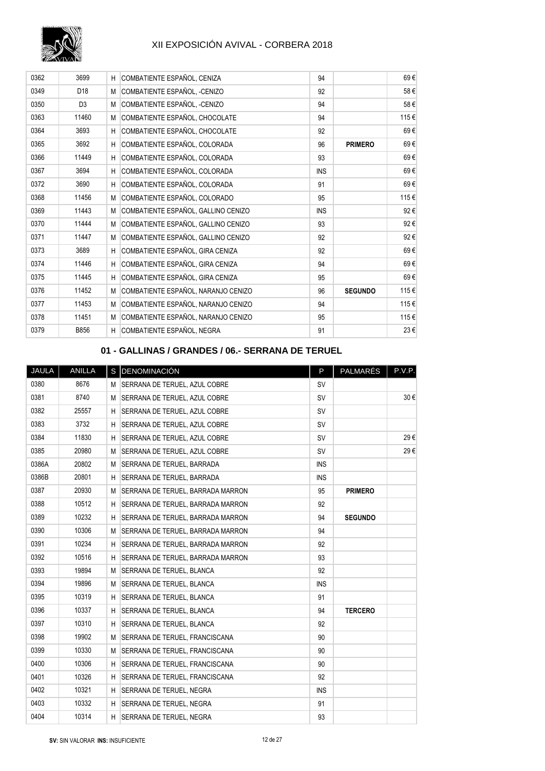| | | | | | | |
|---|---|---|---|---|---|---|
| 0362 | 3699 | H | COMBATIENTE ESPAÑOL, CENIZA | 94 | | 69 € |
| 0349 | D18 | M | COMBATIENTE ESPAÑOL, -CENIZO | 92 | | 58 € |
| 0350 | D3 | M | COMBATIENTE ESPAÑOL, -CENIZO | 94 | | 58 € |
| 0363 | 11460 | M | COMBATIENTE ESPAÑOL, CHOCOLATE | 94 | | 115 € |
| 0364 | 3693 | H | COMBATIENTE ESPAÑOL, CHOCOLATE | 92 | | 69 € |
| 0365 | 3692 | H | COMBATIENTE ESPAÑOL, COLORADA | 96 | **PRIMERO** | 69 € |
| 0366 | 11449 | H | COMBATIENTE ESPAÑOL, COLORADA | 93 | | 69 € |
| 0367 | 3694 | H | COMBATIENTE ESPAÑOL, COLORADA | INS | | 69 € |
| 0372 | 3690 | H | COMBATIENTE ESPAÑOL, COLORADA | 91 | | 69 € |
| 0368 | 11456 | M | COMBATIENTE ESPAÑOL, COLORADO | 95 | | 115 € |
| 0369 | 11443 | M | COMBATIENTE ESPAÑOL, GALLINO CENIZO | INS | | 92 € |
| 0370 | 11444 | M | COMBATIENTE ESPAÑOL, GALLINO CENIZO | 93 | | 92 € |
| 0371 | 11447 | M | COMBATIENTE ESPAÑOL, GALLINO CENIZO | 92 | | 92 € |
| 0373 | 3689 | H | COMBATIENTE ESPAÑOL, GIRA CENIZA | 92 | | 69 € |
| 0374 | 11446 | H | COMBATIENTE ESPAÑOL, GIRA CENIZA | 94 | | 69 € |
| 0375 | 11445 | H | COMBATIENTE ESPAÑOL, GIRA CENIZA | 95 | | 69 € |
| 0376 | 11452 | M | COMBATIENTE ESPAÑOL, NARANJO CENIZO | 96 | **SEGUNDO** | 115 € |
| 0377 | 11453 | M | COMBATIENTE ESPAÑOL, NARANJO CENIZO | 94 | | 115 € |
| 0378 | 11451 | M | COMBATIENTE ESPAÑOL, NARANJO CENIZO | 95 | | 115 € |
| 0379 | B856 | H | COMBATIENTE ESPAÑOL, NEGRA | 91 | | 23 € |

### 01 - GALLINAS / GRANDES / 06.- SERRANA DE TERUEL

| JAULA | ANILLA | S | DENOMINACIÓN | P | PALMARÉS | P.V.P. |
|---|---|---|---|---|---|---|
| 0380 | 8676 | M | SERRANA DE TERUEL, AZUL COBRE | SV | | |
| 0381 | 8740 | M | SERRANA DE TERUEL, AZUL COBRE | SV | | 30 € |
| 0382 | 25557 | H | SERRANA DE TERUEL, AZUL COBRE | SV | | |
| 0383 | 3732 | H | SERRANA DE TERUEL, AZUL COBRE | SV | | |
| 0384 | 11830 | H | SERRANA DE TERUEL, AZUL COBRE | SV | | 29 € |
| 0385 | 20980 | M | SERRANA DE TERUEL, AZUL COBRE | SV | | 29 € |
| 0386A | 20802 | M | SERRANA DE TERUEL, BARRADA | INS | | |
| 0386B | 20801 | H | SERRANA DE TERUEL, BARRADA | INS | | |
| 0387 | 20930 | M | SERRANA DE TERUEL, BARRADA MARRON | 95 | **PRIMERO** | |
| 0388 | 10512 | H | SERRANA DE TERUEL, BARRADA MARRON | 92 | | |
| 0389 | 10232 | H | SERRANA DE TERUEL, BARRADA MARRON | 94 | **SEGUNDO** | |
| 0390 | 10306 | M | SERRANA DE TERUEL, BARRADA MARRON | 94 | | |
| 0391 | 10234 | H | SERRANA DE TERUEL, BARRADA MARRON | 92 | | |
| 0392 | 10516 | H | SERRANA DE TERUEL, BARRADA MARRON | 93 | | |
| 0393 | 19894 | M | SERRANA DE TERUEL, BLANCA | 92 | | |
| 0394 | 19896 | M | SERRANA DE TERUEL, BLANCA | INS | | |
| 0395 | 10319 | H | SERRANA DE TERUEL, BLANCA | 91 | | |
| 0396 | 10337 | H | SERRANA DE TERUEL, BLANCA | 94 | **TERCERO** | |
| 0397 | 10310 | H | SERRANA DE TERUEL, BLANCA | 92 | | |
| 0398 | 19902 | M | SERRANA DE TERUEL, FRANCISCANA | 90 | | |
| 0399 | 10330 | M | SERRANA DE TERUEL, FRANCISCANA | 90 | | |
| 0400 | 10306 | H | SERRANA DE TERUEL, FRANCISCANA | 90 | | |
| 0401 | 10326 | H | SERRANA DE TERUEL, FRANCISCANA | 92 | | |
| 0402 | 10321 | H | SERRANA DE TERUEL, NEGRA | INS | | |
| 0403 | 10332 | H | SERRANA DE TERUEL, NEGRA | 91 | | |
| 0404 | 10314 | H | SERRANA DE TERUEL, NEGRA | 93 | | |

**SV:** SIN VALORAR **INS:** INSUFICIENTE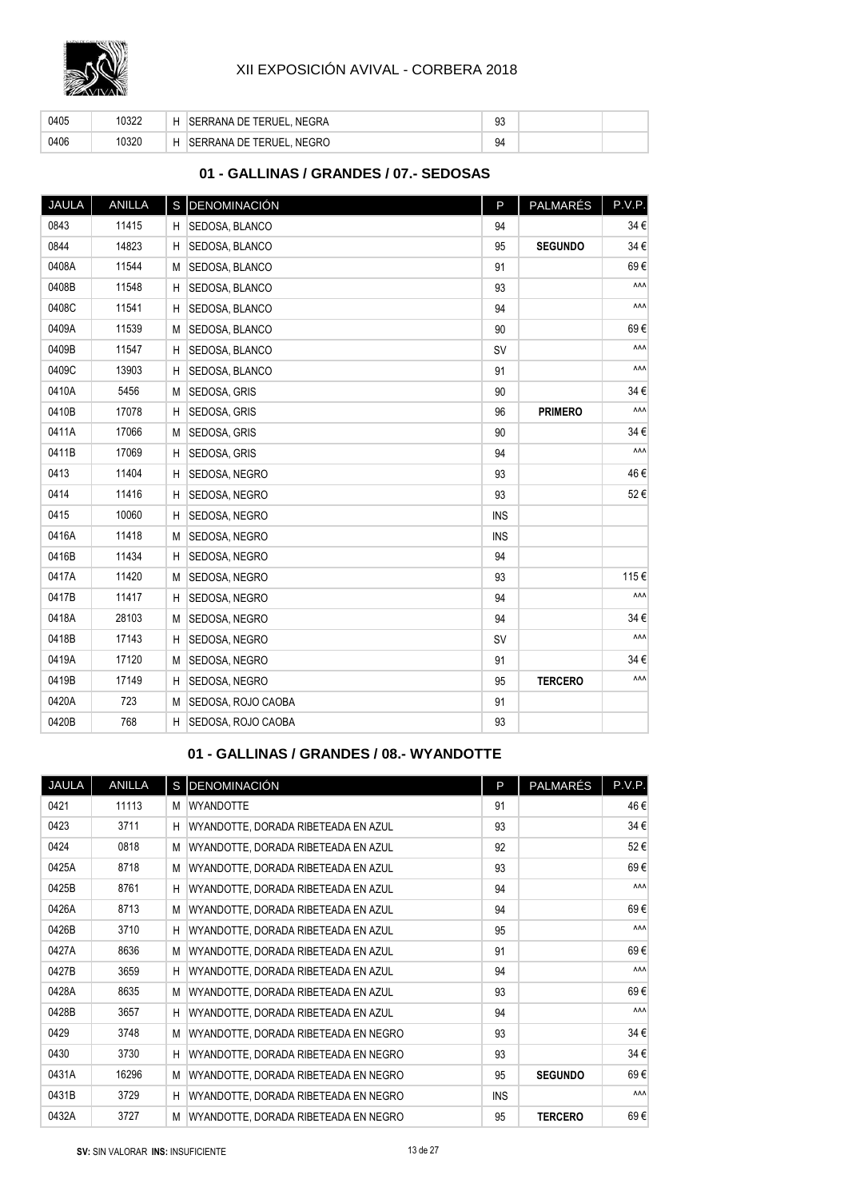| 0405 | 10322 | H | SERRANA DE TERUEL, NEGRA | 93 | | |
|---|---|---|---|---|---|---|
| 0406 | 10320 | H | SERRANA DE TERUEL, NEGRO | 94 | | |

### 01 - GALLINAS / GRANDES / 07.- SEDOSAS

| JAULA | ANILLA | S | DENOMINACIÓN | P | PALMARÉS | P.V.P. |
|---|---|---|---|---|---|---|
| 0843 | 11415 | H | SEDOSA, BLANCO | 94 | | 34 € |
| 0844 | 14823 | H | SEDOSA, BLANCO | 95 | **SEGUNDO** | 34 € |
| 0408A | 11544 | M | SEDOSA, BLANCO | 91 | | 69 € |
| 0408B | 11548 | H | SEDOSA, BLANCO | 93 | | ^^^ |
| 0408C | 11541 | H | SEDOSA, BLANCO | 94 | | ^^^ |
| 0409A | 11539 | M | SEDOSA, BLANCO | 90 | | 69 € |
| 0409B | 11547 | H | SEDOSA, BLANCO | SV | | ^^^ |
| 0409C | 13903 | H | SEDOSA, BLANCO | 91 | | ^^^ |
| 0410A | 5456 | M | SEDOSA, GRIS | 90 | | 34 € |
| 0410B | 17078 | H | SEDOSA, GRIS | 96 | **PRIMERO** | ^^^ |
| 0411A | 17066 | M | SEDOSA, GRIS | 90 | | 34 € |
| 0411B | 17069 | H | SEDOSA, GRIS | 94 | | ^^^ |
| 0413 | 11404 | H | SEDOSA, NEGRO | 93 | | 46 € |
| 0414 | 11416 | H | SEDOSA, NEGRO | 93 | | 52 € |
| 0415 | 10060 | H | SEDOSA, NEGRO | INS | | |
| 0416A | 11418 | M | SEDOSA, NEGRO | INS | | |
| 0416B | 11434 | H | SEDOSA, NEGRO | 94 | | |
| 0417A | 11420 | M | SEDOSA, NEGRO | 93 | | 115 € |
| 0417B | 11417 | H | SEDOSA, NEGRO | 94 | | ^^^ |
| 0418A | 28103 | M | SEDOSA, NEGRO | 94 | | 34 € |
| 0418B | 17143 | H | SEDOSA, NEGRO | SV | | ^^^ |
| 0419A | 17120 | M | SEDOSA, NEGRO | 91 | | 34 € |
| 0419B | 17149 | H | SEDOSA, NEGRO | 95 | **TERCERO** | ^^^ |
| 0420A | 723 | M | SEDOSA, ROJO CAOBA | 91 | | |
| 0420B | 768 | H | SEDOSA, ROJO CAOBA | 93 | | |

### 01 - GALLINAS / GRANDES / 08.- WYANDOTTE

| JAULA | ANILLA | S | DENOMINACIÓN | P | PALMARÉS | P.V.P. |
|---|---|---|---|---|---|---|
| 0421 | 11113 | M | WYANDOTTE | 91 | | 46 € |
| 0423 | 3711 | H | WYANDOTTE, DORADA RIBETEADA EN AZUL | 93 | | 34 € |
| 0424 | 0818 | M | WYANDOTTE, DORADA RIBETEADA EN AZUL | 92 | | 52 € |
| 0425A | 8718 | M | WYANDOTTE, DORADA RIBETEADA EN AZUL | 93 | | 69 € |
| 0425B | 8761 | H | WYANDOTTE, DORADA RIBETEADA EN AZUL | 94 | | ^^^ |
| 0426A | 8713 | M | WYANDOTTE, DORADA RIBETEADA EN AZUL | 94 | | 69 € |
| 0426B | 3710 | H | WYANDOTTE, DORADA RIBETEADA EN AZUL | 95 | | ^^^ |
| 0427A | 8636 | M | WYANDOTTE, DORADA RIBETEADA EN AZUL | 91 | | 69 € |
| 0427B | 3659 | H | WYANDOTTE, DORADA RIBETEADA EN AZUL | 94 | | ^^^ |
| 0428A | 8635 | M | WYANDOTTE, DORADA RIBETEADA EN AZUL | 93 | | 69 € |
| 0428B | 3657 | H | WYANDOTTE, DORADA RIBETEADA EN AZUL | 94 | | ^^^ |
| 0429 | 3748 | M | WYANDOTTE, DORADA RIBETEADA EN NEGRO | 93 | | 34 € |
| 0430 | 3730 | H | WYANDOTTE, DORADA RIBETEADA EN NEGRO | 93 | | 34 € |
| 0431A | 16296 | M | WYANDOTTE, DORADA RIBETEADA EN NEGRO | 95 | **SEGUNDO** | 69 € |
| 0431B | 3729 | H | WYANDOTTE, DORADA RIBETEADA EN NEGRO | INS | | ^^^ |
| 0432A | 3727 | M | WYANDOTTE, DORADA RIBETEADA EN NEGRO | 95 | **TERCERO** | 69 € |

**SV:** SIN VALORAR **INS:** INSUFICIENTE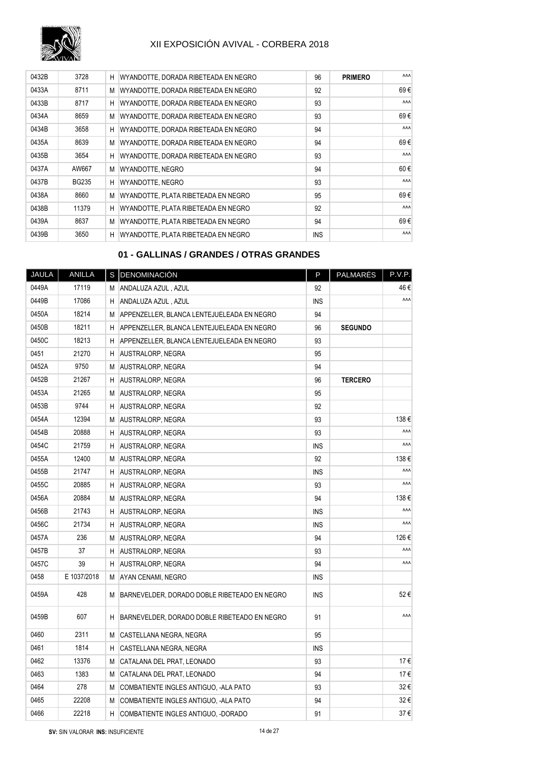| JAULA | ANILLA | S | DENOMINACIÓN | P | PALMARÉS | P.V.P. |
|---|---|---|---|---|---|---|
| 0432B | 3728 | H | WYANDOTTE, DORADA RIBETEADA EN NEGRO | 96 | **PRIMERO** | ^^^ |
| 0433A | 8711 | M | WYANDOTTE, DORADA RIBETEADA EN NEGRO | 92 | | 69 € |
| 0433B | 8717 | H | WYANDOTTE, DORADA RIBETEADA EN NEGRO | 93 | | ^^^ |
| 0434A | 8659 | M | WYANDOTTE, DORADA RIBETEADA EN NEGRO | 93 | | 69 € |
| 0434B | 3658 | H | WYANDOTTE, DORADA RIBETEADA EN NEGRO | 94 | | ^^^ |
| 0435A | 8639 | M | WYANDOTTE, DORADA RIBETEADA EN NEGRO | 94 | | 69 € |
| 0435B | 3654 | H | WYANDOTTE, DORADA RIBETEADA EN NEGRO | 93 | | ^^^ |
| 0437A | AW667 | M | WYANDOTTE, NEGRO | 94 | | 60 € |
| 0437B | BG235 | H | WYANDOTTE, NEGRO | 93 | | ^^^ |
| 0438A | 8660 | M | WYANDOTTE, PLATA RIBETEADA EN NEGRO | 95 | | 69 € |
| 0438B | 11379 | H | WYANDOTTE, PLATA RIBETEADA EN NEGRO | 92 | | ^^^ |
| 0439A | 8637 | M | WYANDOTTE, PLATA RIBETEADA EN NEGRO | 94 | | 69 € |
| 0439B | 3650 | H | WYANDOTTE, PLATA RIBETEADA EN NEGRO | INS | | ^^^ |

## 01 - GALLINAS / GRANDES / OTRAS GRANDES

| JAULA | ANILLA | S | DENOMINACIÓN | P | PALMARÉS | P.V.P. |
|---|---|---|---|---|---|---|
| 0449A | 17119 | M | ANDALUZA AZUL , AZUL | 92 | | 46 € |
| 0449B | 17086 | H | ANDALUZA AZUL , AZUL | INS | | ^^^ |
| 0450A | 18214 | M | APPENZELLER, BLANCA LENTEJUELEADA EN NEGRO | 94 | | |
| 0450B | 18211 | H | APPENZELLER, BLANCA LENTEJUELEADA EN NEGRO | 96 | **SEGUNDO** | |
| 0450C | 18213 | H | APPENZELLER, BLANCA LENTEJUELEADA EN NEGRO | 93 | | |
| 0451 | 21270 | H | AUSTRALORP, NEGRA | 95 | | |
| 0452A | 9750 | M | AUSTRALORP, NEGRA | 94 | | |
| 0452B | 21267 | H | AUSTRALORP, NEGRA | 96 | **TERCERO** | |
| 0453A | 21265 | M | AUSTRALORP, NEGRA | 95 | | |
| 0453B | 9744 | H | AUSTRALORP, NEGRA | 92 | | |
| 0454A | 12394 | M | AUSTRALORP, NEGRA | 93 | | 138 € |
| 0454B | 20888 | H | AUSTRALORP, NEGRA | 93 | | ^^^ |
| 0454C | 21759 | H | AUSTRALORP, NEGRA | INS | | ^^^ |
| 0455A | 12400 | M | AUSTRALORP, NEGRA | 92 | | 138 € |
| 0455B | 21747 | H | AUSTRALORP, NEGRA | INS | | ^^^ |
| 0455C | 20885 | H | AUSTRALORP, NEGRA | 93 | | ^^^ |
| 0456A | 20884 | M | AUSTRALORP, NEGRA | 94 | | 138 € |
| 0456B | 21743 | H | AUSTRALORP, NEGRA | INS | | ^^^ |
| 0456C | 21734 | H | AUSTRALORP, NEGRA | INS | | ^^^ |
| 0457A | 236 | M | AUSTRALORP, NEGRA | 94 | | 126 € |
| 0457B | 37 | H | AUSTRALORP, NEGRA | 93 | | ^^^ |
| 0457C | 39 | H | AUSTRALORP, NEGRA | 94 | | ^^^ |
| 0458 | E 1037/2018 | M | AYAN CENAMI, NEGRO | INS | | |
| 0459A | 428 | M | BARNEVELDER, DORADO DOBLE RIBETEADO EN NEGRO | INS | | 52 € |
| 0459B | 607 | H | BARNEVELDER, DORADO DOBLE RIBETEADO EN NEGRO | 91 | | ^^^ |
| 0460 | 2311 | M | CASTELLANA NEGRA, NEGRA | 95 | | |
| 0461 | 1814 | H | CASTELLANA NEGRA, NEGRA | INS | | |
| 0462 | 13376 | M | CATALANA DEL PRAT, LEONADO | 93 | | 17 € |
| 0463 | 1383 | M | CATALANA DEL PRAT, LEONADO | 94 | | 17 € |
| 0464 | 278 | M | COMBATIENTE INGLES ANTIGUO, -ALA PATO | 93 | | 32 € |
| 0465 | 22208 | M | COMBATIENTE INGLES ANTIGUO, -ALA PATO | 94 | | 32 € |
| 0466 | 22218 | H | COMBATIENTE INGLES ANTIGUO, -DORADO | 91 | | 37 € |

**SV:** SIN VALORAR **INS:** INSUFICIENTE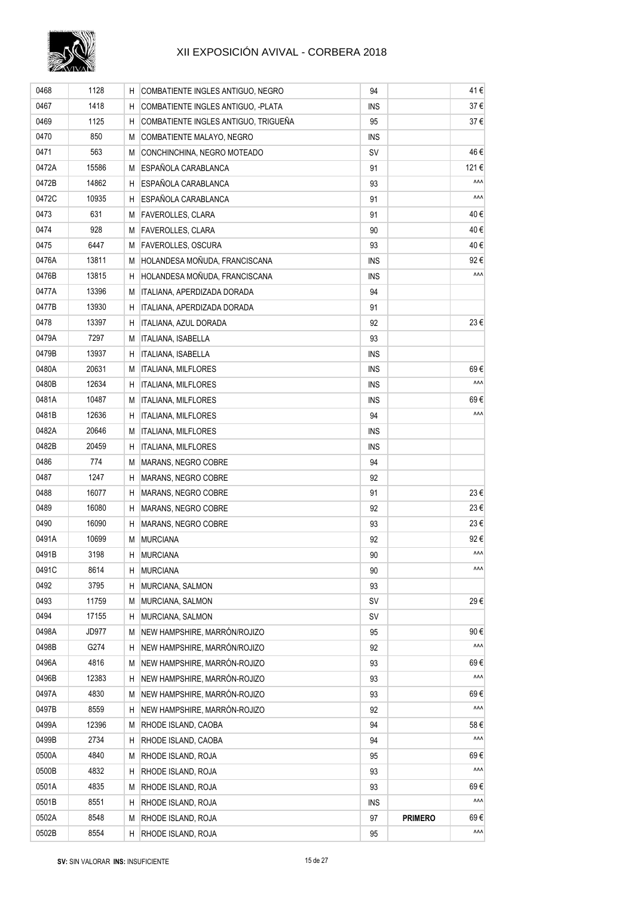| 0468 | 1128 | H | COMBATIENTE INGLES ANTIGUO, NEGRO | 94 | | 41 € |
|---|---|---|---|---|---|---|
| 0467 | 1418 | H | COMBATIENTE INGLES ANTIGUO, -PLATA | INS | | 37 € |
| 0469 | 1125 | H | COMBATIENTE INGLES ANTIGUO, TRIGUEÑA | 95 | | 37 € |
| 0470 | 850 | M | COMBATIENTE MALAYO, NEGRO | INS | | |
| 0471 | 563 | M | CONCHINCHINA, NEGRO MOTEADO | SV | | 46 € |
| 0472A | 15586 | M | ESPAÑOLA CARABLANCA | 91 | | 121 € |
| 0472B | 14862 | H | ESPAÑOLA CARABLANCA | 93 | | ^^^ |
| 0472C | 10935 | H | ESPAÑOLA CARABLANCA | 91 | | ^^^ |
| 0473 | 631 | M | FAVEROLLES, CLARA | 91 | | 40 € |
| 0474 | 928 | M | FAVEROLLES, CLARA | 90 | | 40 € |
| 0475 | 6447 | M | FAVEROLLES, OSCURA | 93 | | 40 € |
| 0476A | 13811 | M | HOLANDESA MOÑUDA, FRANCISCANA | INS | | 92 € |
| 0476B | 13815 | H | HOLANDESA MOÑUDA, FRANCISCANA | INS | | ^^^ |
| 0477A | 13396 | M | ITALIANA, APERDIZADA DORADA | 94 | | |
| 0477B | 13930 | H | ITALIANA, APERDIZADA DORADA | 91 | | |
| 0478 | 13397 | H | ITALIANA, AZUL DORADA | 92 | | 23 € |
| 0479A | 7297 | M | ITALIANA, ISABELLA | 93 | | |
| 0479B | 13937 | H | ITALIANA, ISABELLA | INS | | |
| 0480A | 20631 | M | ITALIANA, MILFLORES | INS | | 69 € |
| 0480B | 12634 | H | ITALIANA, MILFLORES | INS | | ^^^ |
| 0481A | 10487 | M | ITALIANA, MILFLORES | INS | | 69 € |
| 0481B | 12636 | H | ITALIANA, MILFLORES | 94 | | ^^^ |
| 0482A | 20646 | M | ITALIANA, MILFLORES | INS | | |
| 0482B | 20459 | H | ITALIANA, MILFLORES | INS | | |
| 0486 | 774 | M | MARANS, NEGRO COBRE | 94 | | |
| 0487 | 1247 | H | MARANS, NEGRO COBRE | 92 | | |
| 0488 | 16077 | H | MARANS, NEGRO COBRE | 91 | | 23 € |
| 0489 | 16080 | H | MARANS, NEGRO COBRE | 92 | | 23 € |
| 0490 | 16090 | H | MARANS, NEGRO COBRE | 93 | | 23 € |
| 0491A | 10699 | M | MURCIANA | 92 | | 92 € |
| 0491B | 3198 | H | MURCIANA | 90 | | ^^^ |
| 0491C | 8614 | H | MURCIANA | 90 | | ^^^ |
| 0492 | 3795 | H | MURCIANA, SALMON | 93 | | |
| 0493 | 11759 | M | MURCIANA, SALMON | SV | | 29 € |
| 0494 | 17155 | H | MURCIANA, SALMON | SV | | |
| 0498A | JD977 | M | NEW HAMPSHIRE, MARRÓN/ROJIZO | 95 | | 90 € |
| 0498B | G274 | H | NEW HAMPSHIRE, MARRÓN/ROJIZO | 92 | | ^^^ |
| 0496A | 4816 | M | NEW HAMPSHIRE, MARRÓN-ROJIZO | 93 | | 69 € |
| 0496B | 12383 | H | NEW HAMPSHIRE, MARRÓN-ROJIZO | 93 | | ^^^ |
| 0497A | 4830 | M | NEW HAMPSHIRE, MARRÓN-ROJIZO | 93 | | 69 € |
| 0497B | 8559 | H | NEW HAMPSHIRE, MARRÓN-ROJIZO | 92 | | ^^^ |
| 0499A | 12396 | M | RHODE ISLAND, CAOBA | 94 | | 58 € |
| 0499B | 2734 | H | RHODE ISLAND, CAOBA | 94 | | ^^^ |
| 0500A | 4840 | M | RHODE ISLAND, ROJA | 95 | | 69 € |
| 0500B | 4832 | H | RHODE ISLAND, ROJA | 93 | | ^^^ |
| 0501A | 4835 | M | RHODE ISLAND, ROJA | 93 | | 69 € |
| 0501B | 8551 | H | RHODE ISLAND, ROJA | INS | | ^^^ |
| 0502A | 8548 | M | RHODE ISLAND, ROJA | 97 | **PRIMERO** | 69 € |
| 0502B | 8554 | H | RHODE ISLAND, ROJA | 95 | | ^^^ |

**SV:** SIN VALORAR **INS:** INSUFICIENTE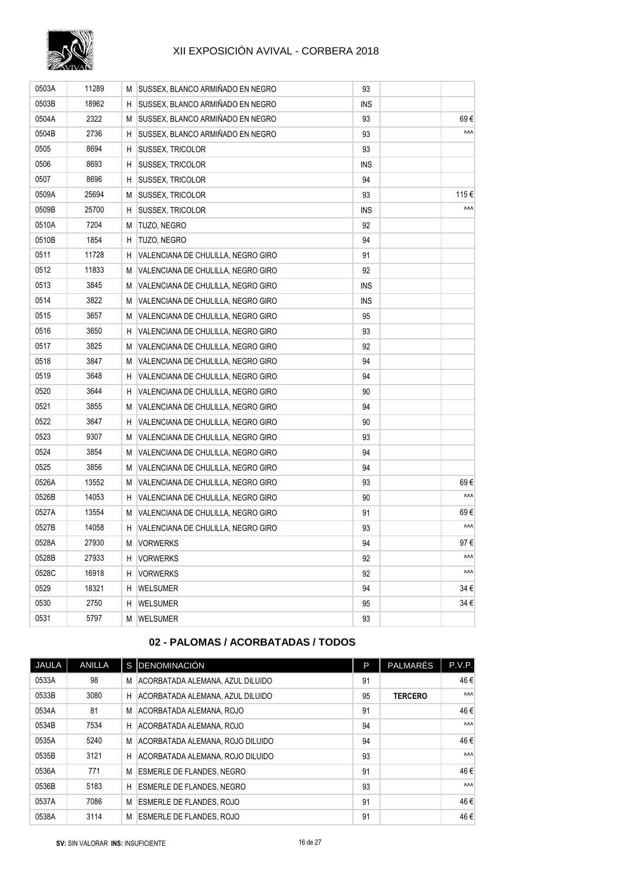| | | | | | | |
|---|---|---|---|---|---|---|
| 0503A | 11289 | M | SUSSEX, BLANCO ARMIÑADO EN NEGRO | 93 | | |
| 0503B | 18962 | H | SUSSEX, BLANCO ARMIÑADO EN NEGRO | INS | | |
| 0504A | 2322 | M | SUSSEX, BLANCO ARMIÑADO EN NEGRO | 93 | | 69 € |
| 0504B | 2736 | H | SUSSEX, BLANCO ARMIÑADO EN NEGRO | 93 | | ^^^ |
| 0505 | 8694 | H | SUSSEX, TRICOLOR | 93 | | |
| 0506 | 8693 | H | SUSSEX, TRICOLOR | INS | | |
| 0507 | 8696 | H | SUSSEX, TRICOLOR | 94 | | |
| 0509A | 25694 | M | SUSSEX, TRICOLOR | 93 | | 115 € |
| 0509B | 25700 | H | SUSSEX, TRICOLOR | INS | | ^^^ |
| 0510A | 7204 | M | TUZO, NEGRO | 92 | | |
| 0510B | 1854 | H | TUZO, NEGRO | 94 | | |
| 0511 | 11728 | H | VALENCIANA DE CHULILLA, NEGRO GIRO | 91 | | |
| 0512 | 11833 | M | VALENCIANA DE CHULILLA, NEGRO GIRO | 92 | | |
| 0513 | 3845 | M | VALENCIANA DE CHULILLA, NEGRO GIRO | INS | | |
| 0514 | 3822 | M | VALENCIANA DE CHULILLA, NEGRO GIRO | INS | | |
| 0515 | 3657 | M | VALENCIANA DE CHULILLA, NEGRO GIRO | 95 | | |
| 0516 | 3650 | H | VALENCIANA DE CHULILLA, NEGRO GIRO | 93 | | |
| 0517 | 3825 | M | VALENCIANA DE CHULILLA, NEGRO GIRO | 92 | | |
| 0518 | 3847 | M | VALENCIANA DE CHULILLA, NEGRO GIRO | 94 | | |
| 0519 | 3648 | H | VALENCIANA DE CHULILLA, NEGRO GIRO | 94 | | |
| 0520 | 3644 | H | VALENCIANA DE CHULILLA, NEGRO GIRO | 90 | | |
| 0521 | 3855 | M | VALENCIANA DE CHULILLA, NEGRO GIRO | 94 | | |
| 0522 | 3647 | H | VALENCIANA DE CHULILLA, NEGRO GIRO | 90 | | |
| 0523 | 9307 | M | VALENCIANA DE CHULILLA, NEGRO GIRO | 93 | | |
| 0524 | 3854 | M | VALENCIANA DE CHULILLA, NEGRO GIRO | 94 | | |
| 0525 | 3856 | M | VALENCIANA DE CHULILLA, NEGRO GIRO | 94 | | |
| 0526A | 13552 | M | VALENCIANA DE CHULILLA, NEGRO GIRO | 93 | | 69 € |
| 0526B | 14053 | H | VALENCIANA DE CHULILLA, NEGRO GIRO | 90 | | ^^^ |
| 0527A | 13554 | M | VALENCIANA DE CHULILLA, NEGRO GIRO | 91 | | 69 € |
| 0527B | 14058 | H | VALENCIANA DE CHULILLA, NEGRO GIRO | 93 | | ^^^ |
| 0528A | 27930 | M | VORWERKS | 94 | | 97 € |
| 0528B | 27933 | H | VORWERKS | 92 | | ^^^ |
| 0528C | 16918 | H | VORWERKS | 92 | | ^^^ |
| 0529 | 18321 | H | WELSUMER | 94 | | 34 € |
| 0530 | 2750 | H | WELSUMER | 95 | | 34 € |
| 0531 | 5797 | M | WELSUMER | 93 | | |

## 02 - PALOMAS / ACORBATADAS / TODOS

| JAULA | ANILLA | S | DENOMINACIÓN | P | PALMARÉS | P.V.P. |
|---|---|---|---|---|---|---|
| 0533A | 98 | M | ACORBATADA ALEMANA, AZUL DILUIDO | 91 | | 46 € |
| 0533B | 3080 | H | ACORBATADA ALEMANA, AZUL DILUIDO | 95 | **TERCERO** | ^^^ |
| 0534A | 81 | M | ACORBATADA ALEMANA, ROJO | 91 | | 46 € |
| 0534B | 7534 | H | ACORBATADA ALEMANA, ROJO | 94 | | ^^^ |
| 0535A | 5240 | M | ACORBATADA ALEMANA, ROJO DILUIDO | 94 | | 46 € |
| 0535B | 3121 | H | ACORBATADA ALEMANA, ROJO DILUIDO | 93 | | ^^^ |
| 0536A | 771 | M | ESMERLE DE FLANDES, NEGRO | 91 | | 46 € |
| 0536B | 5183 | H | ESMERLE DE FLANDES, NEGRO | 93 | | ^^^ |
| 0537A | 7086 | M | ESMERLE DE FLANDES, ROJO | 91 | | 46 € |
| 0538A | 3114 | M | ESMERLE DE FLANDES, ROJO | 91 | | 46 € |

**SV:** SIN VALORAR **INS:** INSUFICIENTE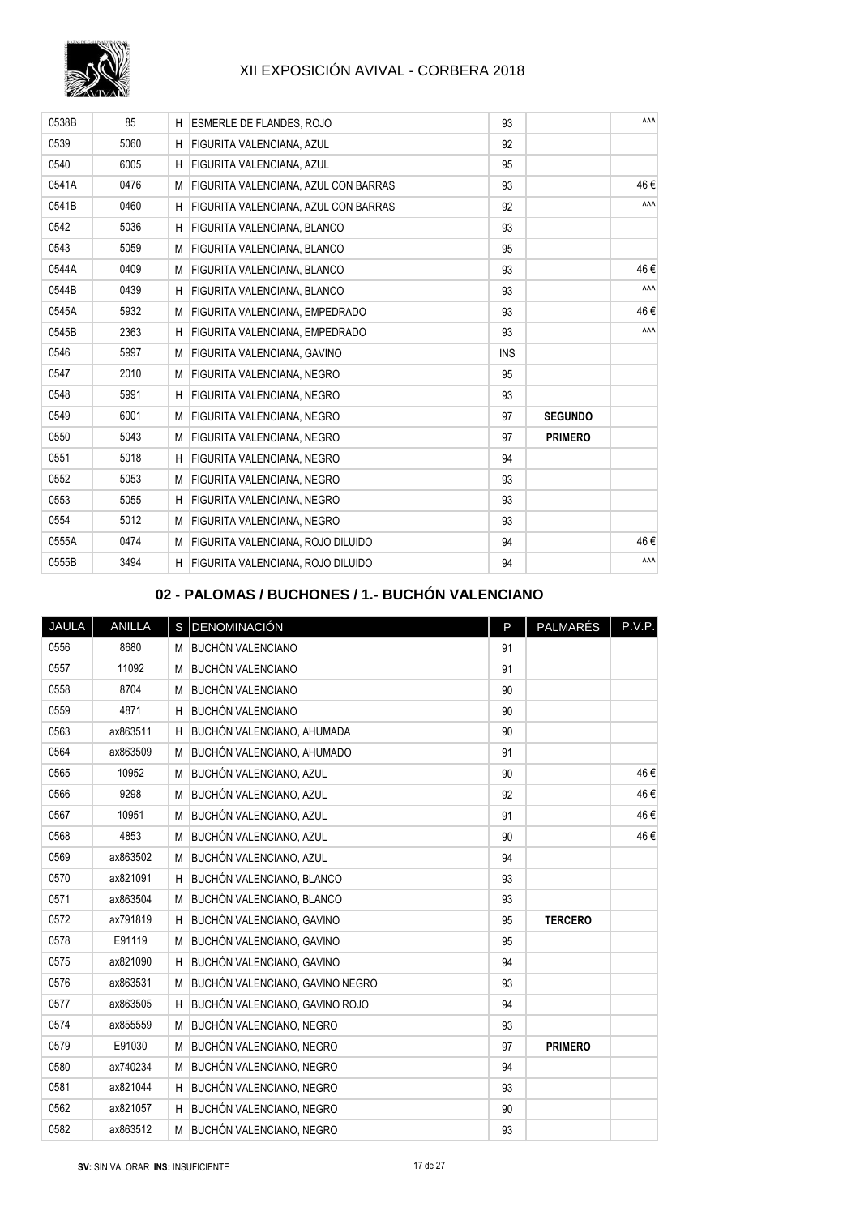| | | | | | | |
|---|---|---|---|---|---|---|
| 0538B | 85 | H | ESMERLE DE FLANDES, ROJO | 93 | | ^^^ |
| 0539 | 5060 | H | FIGURITA VALENCIANA, AZUL | 92 | | |
| 0540 | 6005 | H | FIGURITA VALENCIANA, AZUL | 95 | | |
| 0541A | 0476 | M | FIGURITA VALENCIANA, AZUL CON BARRAS | 93 | | 46 € |
| 0541B | 0460 | H | FIGURITA VALENCIANA, AZUL CON BARRAS | 92 | | ^^^ |
| 0542 | 5036 | H | FIGURITA VALENCIANA, BLANCO | 93 | | |
| 0543 | 5059 | M | FIGURITA VALENCIANA, BLANCO | 95 | | |
| 0544A | 0409 | M | FIGURITA VALENCIANA, BLANCO | 93 | | 46 € |
| 0544B | 0439 | H | FIGURITA VALENCIANA, BLANCO | 93 | | ^^^ |
| 0545A | 5932 | M | FIGURITA VALENCIANA, EMPEDRADO | 93 | | 46 € |
| 0545B | 2363 | H | FIGURITA VALENCIANA, EMPEDRADO | 93 | | ^^^ |
| 0546 | 5997 | M | FIGURITA VALENCIANA, GAVINO | INS | | |
| 0547 | 2010 | M | FIGURITA VALENCIANA, NEGRO | 95 | | |
| 0548 | 5991 | H | FIGURITA VALENCIANA, NEGRO | 93 | | |
| 0549 | 6001 | M | FIGURITA VALENCIANA, NEGRO | 97 | **SEGUNDO** | |
| 0550 | 5043 | M | FIGURITA VALENCIANA, NEGRO | 97 | **PRIMERO** | |
| 0551 | 5018 | H | FIGURITA VALENCIANA, NEGRO | 94 | | |
| 0552 | 5053 | M | FIGURITA VALENCIANA, NEGRO | 93 | | |
| 0553 | 5055 | H | FIGURITA VALENCIANA, NEGRO | 93 | | |
| 0554 | 5012 | M | FIGURITA VALENCIANA, NEGRO | 93 | | |
| 0555A | 0474 | M | FIGURITA VALENCIANA, ROJO DILUIDO | 94 | | 46 € |
| 0555B | 3494 | H | FIGURITA VALENCIANA, ROJO DILUIDO | 94 | | ^^^ |

## 02 - PALOMAS / BUCHONES / 1.- BUCHÓN VALENCIANO

| JAULA | ANILLA | S | DENOMINACIÓN | P | PALMARÉS | P.V.P. |
|---|---|---|---|---|---|---|
| 0556 | 8680 | M | BUCHÓN VALENCIANO | 91 | | |
| 0557 | 11092 | M | BUCHÓN VALENCIANO | 91 | | |
| 0558 | 8704 | M | BUCHÓN VALENCIANO | 90 | | |
| 0559 | 4871 | H | BUCHÓN VALENCIANO | 90 | | |
| 0563 | ax863511 | H | BUCHÓN VALENCIANO, AHUMADA | 90 | | |
| 0564 | ax863509 | M | BUCHÓN VALENCIANO, AHUMADO | 91 | | |
| 0565 | 10952 | M | BUCHÓN VALENCIANO, AZUL | 90 | | 46 € |
| 0566 | 9298 | M | BUCHÓN VALENCIANO, AZUL | 92 | | 46 € |
| 0567 | 10951 | M | BUCHÓN VALENCIANO, AZUL | 91 | | 46 € |
| 0568 | 4853 | M | BUCHÓN VALENCIANO, AZUL | 90 | | 46 € |
| 0569 | ax863502 | M | BUCHÓN VALENCIANO, AZUL | 94 | | |
| 0570 | ax821091 | H | BUCHÓN VALENCIANO, BLANCO | 93 | | |
| 0571 | ax863504 | M | BUCHÓN VALENCIANO, BLANCO | 93 | | |
| 0572 | ax791819 | H | BUCHÓN VALENCIANO, GAVINO | 95 | **TERCERO** | |
| 0578 | E91119 | M | BUCHÓN VALENCIANO, GAVINO | 95 | | |
| 0575 | ax821090 | H | BUCHÓN VALENCIANO, GAVINO | 94 | | |
| 0576 | ax863531 | M | BUCHÓN VALENCIANO, GAVINO NEGRO | 93 | | |
| 0577 | ax863505 | H | BUCHÓN VALENCIANO, GAVINO ROJO | 94 | | |
| 0574 | ax855559 | M | BUCHÓN VALENCIANO, NEGRO | 93 | | |
| 0579 | E91030 | M | BUCHÓN VALENCIANO, NEGRO | 97 | **PRIMERO** | |
| 0580 | ax740234 | M | BUCHÓN VALENCIANO, NEGRO | 94 | | |
| 0581 | ax821044 | H | BUCHÓN VALENCIANO, NEGRO | 93 | | |
| 0562 | ax821057 | H | BUCHÓN VALENCIANO, NEGRO | 90 | | |
| 0582 | ax863512 | M | BUCHÓN VALENCIANO, NEGRO | 93 | | |

**SV:** SIN VALORAR **INS:** INSUFICIENTE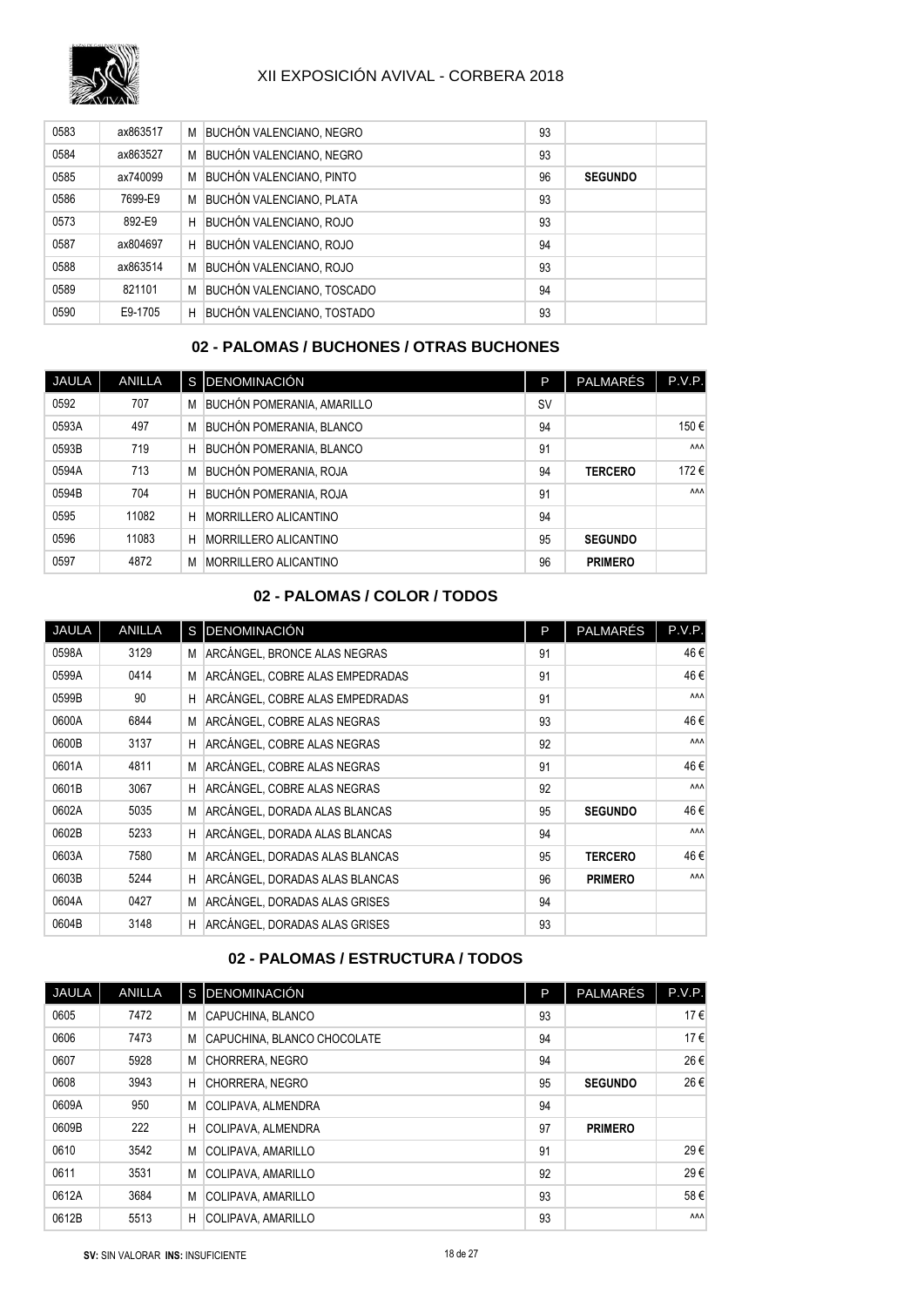| 0583 | ax863517 | M | BUCHÓN VALENCIANO, NEGRO | 93 | | |
|---|---|---|---|---|---|---|
| 0584 | ax863527 | M | BUCHÓN VALENCIANO, NEGRO | 93 | | |
| 0585 | ax740099 | M | BUCHÓN VALENCIANO, PINTO | 96 | **SEGUNDO** | |
| 0586 | 7699-E9 | M | BUCHÓN VALENCIANO, PLATA | 93 | | |
| 0573 | 892-E9 | H | BUCHÓN VALENCIANO, ROJO | 93 | | |
| 0587 | ax804697 | H | BUCHÓN VALENCIANO, ROJO | 94 | | |
| 0588 | ax863514 | M | BUCHÓN VALENCIANO, ROJO | 93 | | |
| 0589 | 821101 | M | BUCHÓN VALENCIANO, TOSCADO | 94 | | |
| 0590 | E9-1705 | H | BUCHÓN VALENCIANO, TOSTADO | 93 | | |

## 02 - PALOMAS / BUCHONES / OTRAS BUCHONES

| JAULA | ANILLA | S | DENOMINACIÓN | P | PALMARÉS | P.V.P. |
|---|---|---|---|---|---|---|
| 0592 | 707 | M | BUCHÓN POMERANIA, AMARILLO | SV | | |
| 0593A | 497 | M | BUCHÓN POMERANIA, BLANCO | 94 | | 150 € |
| 0593B | 719 | H | BUCHÓN POMERANIA, BLANCO | 91 | | ^^^ |
| 0594A | 713 | M | BUCHÓN POMERANIA, ROJA | 94 | **TERCERO** | 172 € |
| 0594B | 704 | H | BUCHÓN POMERANIA, ROJA | 91 | | ^^^ |
| 0595 | 11082 | H | MORRILLERO ALICANTINO | 94 | | |
| 0596 | 11083 | H | MORRILLERO ALICANTINO | 95 | **SEGUNDO** | |
| 0597 | 4872 | M | MORRILLERO ALICANTINO | 96 | **PRIMERO** | |

## 02 - PALOMAS / COLOR / TODOS

| JAULA | ANILLA | S | DENOMINACIÓN | P | PALMARÉS | P.V.P. |
|---|---|---|---|---|---|---|
| 0598A | 3129 | M | ARCÁNGEL, BRONCE ALAS NEGRAS | 91 | | 46 € |
| 0599A | 0414 | M | ARCÁNGEL, COBRE ALAS EMPEDRADAS | 91 | | 46 € |
| 0599B | 90 | H | ARCÁNGEL, COBRE ALAS EMPEDRADAS | 91 | | ^^^ |
| 0600A | 6844 | M | ARCÁNGEL, COBRE ALAS NEGRAS | 93 | | 46 € |
| 0600B | 3137 | H | ARCÁNGEL, COBRE ALAS NEGRAS | 92 | | ^^^ |
| 0601A | 4811 | M | ARCÁNGEL, COBRE ALAS NEGRAS | 91 | | 46 € |
| 0601B | 3067 | H | ARCÁNGEL, COBRE ALAS NEGRAS | 92 | | ^^^ |
| 0602A | 5035 | M | ARCÁNGEL, DORADA ALAS BLANCAS | 95 | **SEGUNDO** | 46 € |
| 0602B | 5233 | H | ARCÁNGEL, DORADA ALAS BLANCAS | 94 | | ^^^ |
| 0603A | 7580 | M | ARCÁNGEL, DORADAS ALAS BLANCAS | 95 | **TERCERO** | 46 € |
| 0603B | 5244 | H | ARCÁNGEL, DORADAS ALAS BLANCAS | 96 | **PRIMERO** | ^^^ |
| 0604A | 0427 | M | ARCÁNGEL, DORADAS ALAS GRISES | 94 | | |
| 0604B | 3148 | H | ARCÁNGEL, DORADAS ALAS GRISES | 93 | | |

## 02 - PALOMAS / ESTRUCTURA / TODOS

| JAULA | ANILLA | S | DENOMINACIÓN | P | PALMARÉS | P.V.P. |
|---|---|---|---|---|---|---|
| 0605 | 7472 | M | CAPUCHINA, BLANCO | 93 | | 17 € |
| 0606 | 7473 | M | CAPUCHINA, BLANCO CHOCOLATE | 94 | | 17 € |
| 0607 | 5928 | M | CHORRERA, NEGRO | 94 | | 26 € |
| 0608 | 3943 | H | CHORRERA, NEGRO | 95 | **SEGUNDO** | 26 € |
| 0609A | 950 | M | COLIPAVA, ALMENDRA | 94 | | |
| 0609B | 222 | H | COLIPAVA, ALMENDRA | 97 | **PRIMERO** | |
| 0610 | 3542 | M | COLIPAVA, AMARILLO | 91 | | 29 € |
| 0611 | 3531 | M | COLIPAVA, AMARILLO | 92 | | 29 € |
| 0612A | 3684 | M | COLIPAVA, AMARILLO | 93 | | 58 € |
| 0612B | 5513 | H | COLIPAVA, AMARILLO | 93 | | ^^^ |

**SV:** SIN VALORAR **INS:** INSUFICIENTE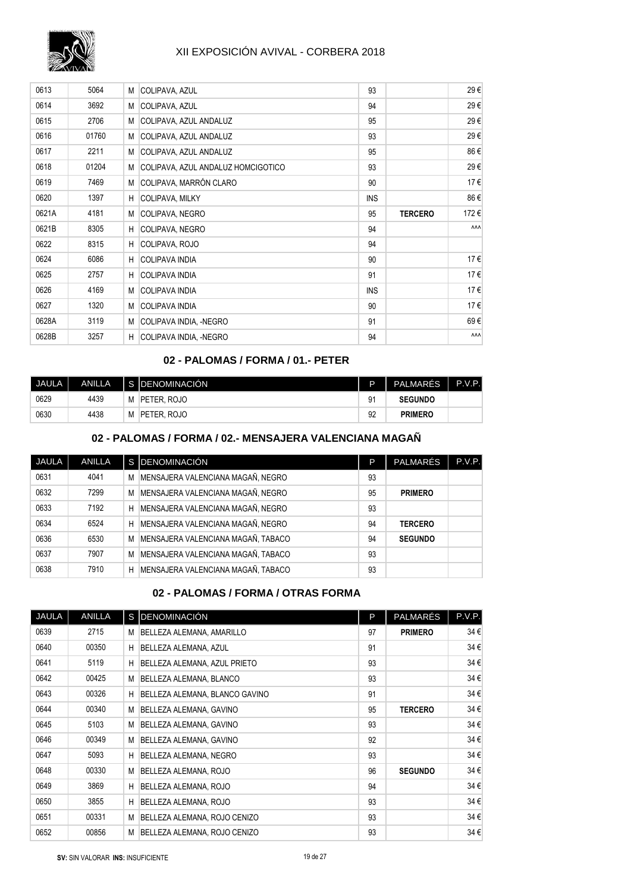| JAULA | ANILLA | S | DENOMINACIÓN | P | PALMARÉS | P.V.P. |
|---|---|---|---|---|---|---|
| 0613 | 5064 | M | COLIPAVA, AZUL | 93 | | 29 € |
| 0614 | 3692 | M | COLIPAVA, AZUL | 94 | | 29 € |
| 0615 | 2706 | M | COLIPAVA, AZUL ANDALUZ | 95 | | 29 € |
| 0616 | 01760 | M | COLIPAVA, AZUL ANDALUZ | 93 | | 29 € |
| 0617 | 2211 | M | COLIPAVA, AZUL ANDALUZ | 95 | | 86 € |
| 0618 | 01204 | M | COLIPAVA, AZUL ANDALUZ HOMCIGOTICO | 93 | | 29 € |
| 0619 | 7469 | M | COLIPAVA, MARRÓN CLARO | 90 | | 17 € |
| 0620 | 1397 | H | COLIPAVA, MILKY | INS | | 86 € |
| 0621A | 4181 | M | COLIPAVA, NEGRO | 95 | **TERCERO** | 172 € |
| 0621B | 8305 | H | COLIPAVA, NEGRO | 94 | | ^^^ |
| 0622 | 8315 | H | COLIPAVA, ROJO | 94 | | |
| 0624 | 6086 | H | COLIPAVA INDIA | 90 | | 17 € |
| 0625 | 2757 | H | COLIPAVA INDIA | 91 | | 17 € |
| 0626 | 4169 | M | COLIPAVA INDIA | INS | | 17 € |
| 0627 | 1320 | M | COLIPAVA INDIA | 90 | | 17 € |
| 0628A | 3119 | M | COLIPAVA INDIA, -NEGRO | 91 | | 69 € |
| 0628B | 3257 | H | COLIPAVA INDIA, -NEGRO | 94 | | ^^^ |

## 02 - PALOMAS / FORMA / 01.- PETER

| JAULA | ANILLA | S | DENOMINACIÓN | P | PALMARÉS | P.V.P. |
|---|---|---|---|---|---|---|
| 0629 | 4439 | M | PETER, ROJO | 91 | **SEGUNDO** | |
| 0630 | 4438 | M | PETER, ROJO | 92 | **PRIMERO** | |

## 02 - PALOMAS / FORMA / 02.- MENSAJERA VALENCIANA MAGAÑ

| JAULA | ANILLA | S | DENOMINACIÓN | P | PALMARÉS | P.V.P. |
|---|---|---|---|---|---|---|
| 0631 | 4041 | M | MENSAJERA VALENCIANA MAGAÑ, NEGRO | 93 | | |
| 0632 | 7299 | M | MENSAJERA VALENCIANA MAGAÑ, NEGRO | 95 | **PRIMERO** | |
| 0633 | 7192 | H | MENSAJERA VALENCIANA MAGAÑ, NEGRO | 93 | | |
| 0634 | 6524 | H | MENSAJERA VALENCIANA MAGAÑ, NEGRO | 94 | **TERCERO** | |
| 0636 | 6530 | M | MENSAJERA VALENCIANA MAGAÑ, TABACO | 94 | **SEGUNDO** | |
| 0637 | 7907 | M | MENSAJERA VALENCIANA MAGAÑ, TABACO | 93 | | |
| 0638 | 7910 | H | MENSAJERA VALENCIANA MAGAÑ, TABACO | 93 | | |

## 02 - PALOMAS / FORMA / OTRAS FORMA

| JAULA | ANILLA | S | DENOMINACIÓN | P | PALMARÉS | P.V.P. |
|---|---|---|---|---|---|---|
| 0639 | 2715 | M | BELLEZA ALEMANA, AMARILLO | 97 | **PRIMERO** | 34 € |
| 0640 | 00350 | H | BELLEZA ALEMANA, AZUL | 91 | | 34 € |
| 0641 | 5119 | H | BELLEZA ALEMANA, AZUL PRIETO | 93 | | 34 € |
| 0642 | 00425 | M | BELLEZA ALEMANA, BLANCO | 93 | | 34 € |
| 0643 | 00326 | H | BELLEZA ALEMANA, BLANCO GAVINO | 91 | | 34 € |
| 0644 | 00340 | M | BELLEZA ALEMANA, GAVINO | 95 | **TERCERO** | 34 € |
| 0645 | 5103 | M | BELLEZA ALEMANA, GAVINO | 93 | | 34 € |
| 0646 | 00349 | M | BELLEZA ALEMANA, GAVINO | 92 | | 34 € |
| 0647 | 5093 | H | BELLEZA ALEMANA, NEGRO | 93 | | 34 € |
| 0648 | 00330 | M | BELLEZA ALEMANA, ROJO | 96 | **SEGUNDO** | 34 € |
| 0649 | 3869 | H | BELLEZA ALEMANA, ROJO | 94 | | 34 € |
| 0650 | 3855 | H | BELLEZA ALEMANA, ROJO | 93 | | 34 € |
| 0651 | 00331 | M | BELLEZA ALEMANA, ROJO CENIZO | 93 | | 34 € |
| 0652 | 00856 | M | BELLEZA ALEMANA, ROJO CENIZO | 93 | | 34 € |

**SV:** SIN VALORAR **INS:** INSUFICIENTE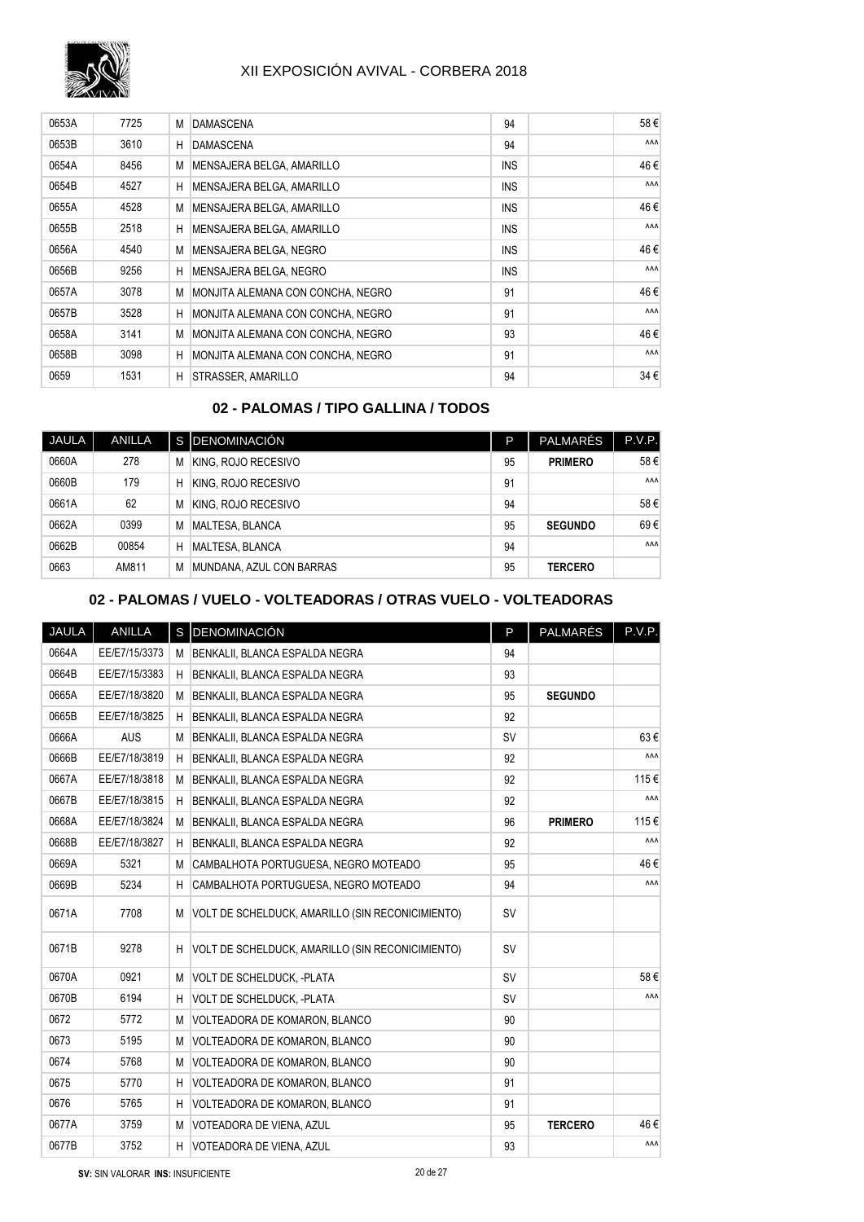| JAULA | ANILLA | S | DENOMINACIÓN | P | PALMARÉS | P.V.P. |
|---|---|---|---|---|---|---|
| 0653A | 7725 | M | DAMASCENA | 94 | | 58 € |
| 0653B | 3610 | H | DAMASCENA | 94 | | ^^^ |
| 0654A | 8456 | M | MENSAJERA BELGA, AMARILLO | INS | | 46 € |
| 0654B | 4527 | H | MENSAJERA BELGA, AMARILLO | INS | | ^^^ |
| 0655A | 4528 | M | MENSAJERA BELGA, AMARILLO | INS | | 46 € |
| 0655B | 2518 | H | MENSAJERA BELGA, AMARILLO | INS | | ^^^ |
| 0656A | 4540 | M | MENSAJERA BELGA, NEGRO | INS | | 46 € |
| 0656B | 9256 | H | MENSAJERA BELGA, NEGRO | INS | | ^^^ |
| 0657A | 3078 | M | MONJITA ALEMANA CON CONCHA, NEGRO | 91 | | 46 € |
| 0657B | 3528 | H | MONJITA ALEMANA CON CONCHA, NEGRO | 91 | | ^^^ |
| 0658A | 3141 | M | MONJITA ALEMANA CON CONCHA, NEGRO | 93 | | 46 € |
| 0658B | 3098 | H | MONJITA ALEMANA CON CONCHA, NEGRO | 91 | | ^^^ |
| 0659 | 1531 | H | STRASSER, AMARILLO | 94 | | 34 € |

## 02 - PALOMAS / TIPO GALLINA / TODOS

| JAULA | ANILLA | S | DENOMINACIÓN | P | PALMARÉS | P.V.P. |
|---|---|---|---|---|---|---|
| 0660A | 278 | M | KING, ROJO RECESIVO | 95 | **PRIMERO** | 58 € |
| 0660B | 179 | H | KING, ROJO RECESIVO | 91 | | ^^^ |
| 0661A | 62 | M | KING, ROJO RECESIVO | 94 | | 58 € |
| 0662A | 0399 | M | MALTESA, BLANCA | 95 | **SEGUNDO** | 69 € |
| 0662B | 00854 | H | MALTESA, BLANCA | 94 | | ^^^ |
| 0663 | AM811 | M | MUNDANA, AZUL CON BARRAS | 95 | **TERCERO** | |

## 02 - PALOMAS / VUELO - VOLTEADORAS / OTRAS VUELO - VOLTEADORAS

| JAULA | ANILLA | S | DENOMINACIÓN | P | PALMARÉS | P.V.P. |
|---|---|---|---|---|---|---|
| 0664A | EE/E7/15/3373 | M | BENKALII, BLANCA ESPALDA NEGRA | 94 | | |
| 0664B | EE/E7/15/3383 | H | BENKALII, BLANCA ESPALDA NEGRA | 93 | | |
| 0665A | EE/E7/18/3820 | M | BENKALII, BLANCA ESPALDA NEGRA | 95 | **SEGUNDO** | |
| 0665B | EE/E7/18/3825 | H | BENKALII, BLANCA ESPALDA NEGRA | 92 | | |
| 0666A | AUS | M | BENKALII, BLANCA ESPALDA NEGRA | SV | | 63 € |
| 0666B | EE/E7/18/3819 | H | BENKALII, BLANCA ESPALDA NEGRA | 92 | | ^^^ |
| 0667A | EE/E7/18/3818 | M | BENKALII, BLANCA ESPALDA NEGRA | 92 | | 115 € |
| 0667B | EE/E7/18/3815 | H | BENKALII, BLANCA ESPALDA NEGRA | 92 | | ^^^ |
| 0668A | EE/E7/18/3824 | M | BENKALII, BLANCA ESPALDA NEGRA | 96 | **PRIMERO** | 115 € |
| 0668B | EE/E7/18/3827 | H | BENKALII, BLANCA ESPALDA NEGRA | 92 | | ^^^ |
| 0669A | 5321 | M | CAMBALHOTA PORTUGUESA, NEGRO MOTEADO | 95 | | 46 € |
| 0669B | 5234 | H | CAMBALHOTA PORTUGUESA, NEGRO MOTEADO | 94 | | ^^^ |
| 0671A | 7708 | M | VOLT DE SCHELDUCK, AMARILLO (SIN RECONICIMIENTO) | SV | | |
| 0671B | 9278 | H | VOLT DE SCHELDUCK, AMARILLO (SIN RECONICIMIENTO) | SV | | |
| 0670A | 0921 | M | VOLT DE SCHELDUCK, -PLATA | SV | | 58 € |
| 0670B | 6194 | H | VOLT DE SCHELDUCK, -PLATA | SV | | ^^^ |
| 0672 | 5772 | M | VOLTEADORA DE KOMARON, BLANCO | 90 | | |
| 0673 | 5195 | M | VOLTEADORA DE KOMARON, BLANCO | 90 | | |
| 0674 | 5768 | M | VOLTEADORA DE KOMARON, BLANCO | 90 | | |
| 0675 | 5770 | H | VOLTEADORA DE KOMARON, BLANCO | 91 | | |
| 0676 | 5765 | H | VOLTEADORA DE KOMARON, BLANCO | 91 | | |
| 0677A | 3759 | M | VOTEADORA DE VIENA, AZUL | 95 | **TERCERO** | 46 € |
| 0677B | 3752 | H | VOTEADORA DE VIENA, AZUL | 93 | | ^^^ |

**SV:** SIN VALORAR **INS:** INSUFICIENTE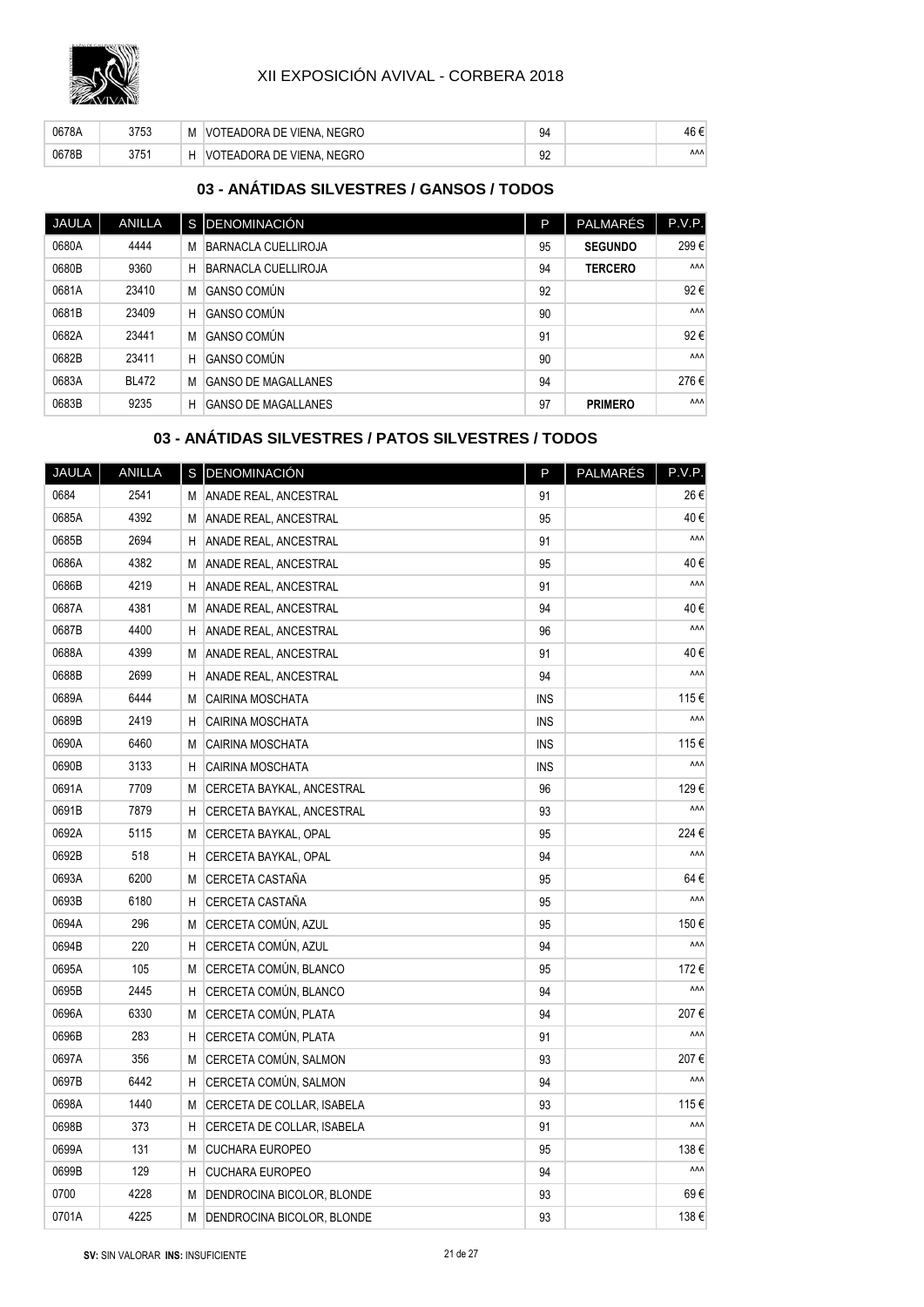| JAULA | ANILLA | S | DENOMINACIÓN | P | PALMARÉS | P.V.P. |
|---|---|---|---|---|---|---|
| 0678A | 3753 | M | VOTEADORA DE VIENA, NEGRO | 94 | | 46 € |
| 0678B | 3751 | H | VOTEADORA DE VIENA, NEGRO | 92 | | ^^^ |

## 03 - ANÁTIDAS SILVESTRES / GANSOS / TODOS

| JAULA | ANILLA | S | DENOMINACIÓN | P | PALMARÉS | P.V.P. |
|---|---|---|---|---|---|---|
| 0680A | 4444 | M | BARNACLA CUELLIROJA | 95 | **SEGUNDO** | 299 € |
| 0680B | 9360 | H | BARNACLA CUELLIROJA | 94 | **TERCERO** | ^^^ |
| 0681A | 23410 | M | GANSO COMÚN | 92 | | 92 € |
| 0681B | 23409 | H | GANSO COMÚN | 90 | | ^^^ |
| 0682A | 23441 | M | GANSO COMÚN | 91 | | 92 € |
| 0682B | 23411 | H | GANSO COMÚN | 90 | | ^^^ |
| 0683A | BL472 | M | GANSO DE MAGALLANES | 94 | | 276 € |
| 0683B | 9235 | H | GANSO DE MAGALLANES | 97 | **PRIMERO** | ^^^ |

## 03 - ANÁTIDAS SILVESTRES / PATOS SILVESTRES / TODOS

| JAULA | ANILLA | S | DENOMINACIÓN | P | PALMARÉS | P.V.P. |
|---|---|---|---|---|---|---|
| 0684 | 2541 | M | ANADE REAL, ANCESTRAL | 91 | | 26 € |
| 0685A | 4392 | M | ANADE REAL, ANCESTRAL | 95 | | 40 € |
| 0685B | 2694 | H | ANADE REAL, ANCESTRAL | 91 | | ^^^ |
| 0686A | 4382 | M | ANADE REAL, ANCESTRAL | 95 | | 40 € |
| 0686B | 4219 | H | ANADE REAL, ANCESTRAL | 91 | | ^^^ |
| 0687A | 4381 | M | ANADE REAL, ANCESTRAL | 94 | | 40 € |
| 0687B | 4400 | H | ANADE REAL, ANCESTRAL | 96 | | ^^^ |
| 0688A | 4399 | M | ANADE REAL, ANCESTRAL | 91 | | 40 € |
| 0688B | 2699 | H | ANADE REAL, ANCESTRAL | 94 | | ^^^ |
| 0689A | 6444 | M | CAIRINA MOSCHATA | INS | | 115 € |
| 0689B | 2419 | H | CAIRINA MOSCHATA | INS | | ^^^ |
| 0690A | 6460 | M | CAIRINA MOSCHATA | INS | | 115 € |
| 0690B | 3133 | H | CAIRINA MOSCHATA | INS | | ^^^ |
| 0691A | 7709 | M | CERCETA BAYKAL, ANCESTRAL | 96 | | 129 € |
| 0691B | 7879 | H | CERCETA BAYKAL, ANCESTRAL | 93 | | ^^^ |
| 0692A | 5115 | M | CERCETA BAYKAL, OPAL | 95 | | 224 € |
| 0692B | 518 | H | CERCETA BAYKAL, OPAL | 94 | | ^^^ |
| 0693A | 6200 | M | CERCETA CASTAÑA | 95 | | 64 € |
| 0693B | 6180 | H | CERCETA CASTAÑA | 95 | | ^^^ |
| 0694A | 296 | M | CERCETA COMÚN, AZUL | 95 | | 150 € |
| 0694B | 220 | H | CERCETA COMÚN, AZUL | 94 | | ^^^ |
| 0695A | 105 | M | CERCETA COMÚN, BLANCO | 95 | | 172 € |
| 0695B | 2445 | H | CERCETA COMÚN, BLANCO | 94 | | ^^^ |
| 0696A | 6330 | M | CERCETA COMÚN, PLATA | 94 | | 207 € |
| 0696B | 283 | H | CERCETA COMÚN, PLATA | 91 | | ^^^ |
| 0697A | 356 | M | CERCETA COMÚN, SALMON | 93 | | 207 € |
| 0697B | 6442 | H | CERCETA COMÚN, SALMON | 94 | | ^^^ |
| 0698A | 1440 | M | CERCETA DE COLLAR, ISABELA | 93 | | 115 € |
| 0698B | 373 | H | CERCETA DE COLLAR, ISABELA | 91 | | ^^^ |
| 0699A | 131 | M | CUCHARA EUROPEO | 95 | | 138 € |
| 0699B | 129 | H | CUCHARA EUROPEO | 94 | | ^^^ |
| 0700 | 4228 | M | DENDROCINA BICOLOR, BLONDE | 93 | | 69 € |
| 0701A | 4225 | M | DENDROCINA BICOLOR, BLONDE | 93 | | 138 € |

**SV:** SIN VALORAR **INS:** INSUFICIENTE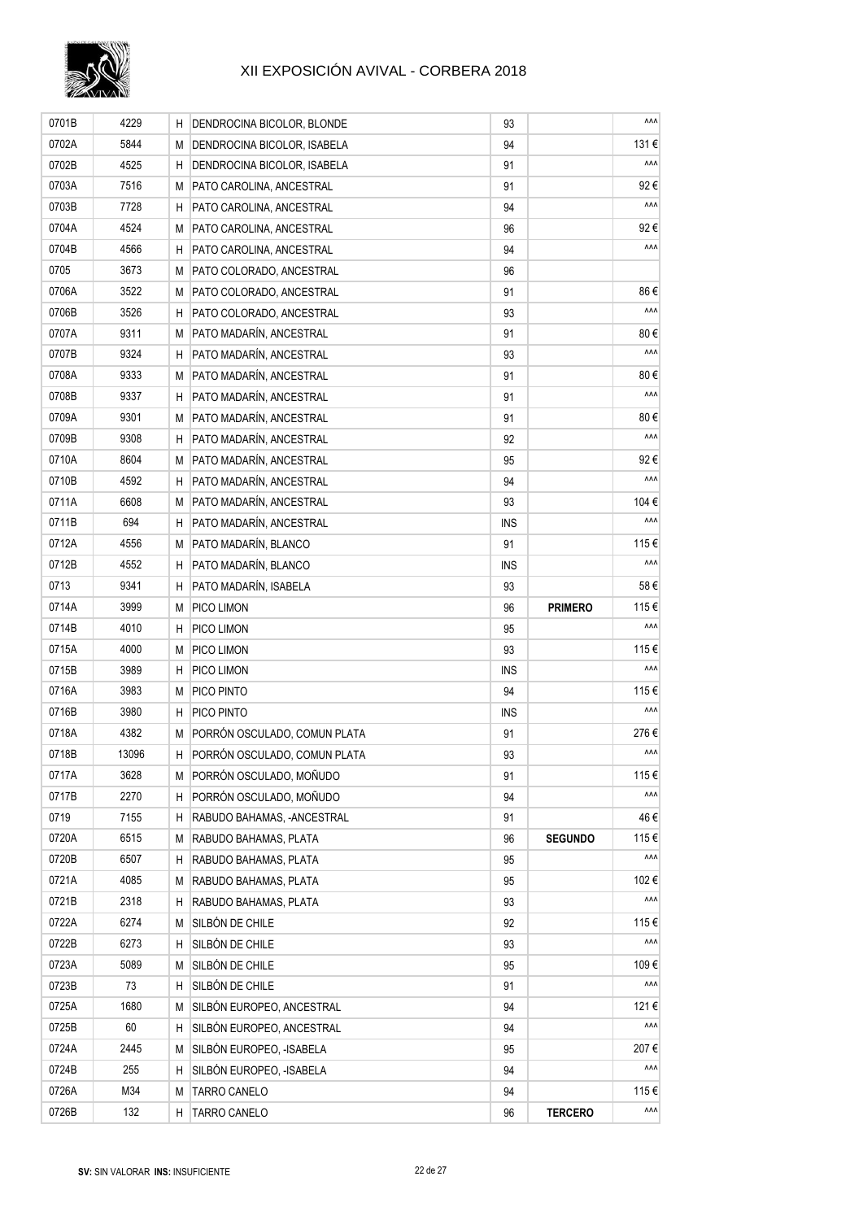| | | | | | | |
|---|---|---|---|---|---|---|
| 0701B | 4229 | H | DENDROCINA BICOLOR, BLONDE | 93 | | ^^^ |
| 0702A | 5844 | M | DENDROCINA BICOLOR, ISABELA | 94 | | 131 € |
| 0702B | 4525 | H | DENDROCINA BICOLOR, ISABELA | 91 | | ^^^ |
| 0703A | 7516 | M | PATO CAROLINA, ANCESTRAL | 91 | | 92 € |
| 0703B | 7728 | H | PATO CAROLINA, ANCESTRAL | 94 | | ^^^ |
| 0704A | 4524 | M | PATO CAROLINA, ANCESTRAL | 96 | | 92 € |
| 0704B | 4566 | H | PATO CAROLINA, ANCESTRAL | 94 | | ^^^ |
| 0705 | 3673 | M | PATO COLORADO, ANCESTRAL | 96 | | |
| 0706A | 3522 | M | PATO COLORADO, ANCESTRAL | 91 | | 86 € |
| 0706B | 3526 | H | PATO COLORADO, ANCESTRAL | 93 | | ^^^ |
| 0707A | 9311 | M | PATO MADARÍN, ANCESTRAL | 91 | | 80 € |
| 0707B | 9324 | H | PATO MADARÍN, ANCESTRAL | 93 | | ^^^ |
| 0708A | 9333 | M | PATO MADARÍN, ANCESTRAL | 91 | | 80 € |
| 0708B | 9337 | H | PATO MADARÍN, ANCESTRAL | 91 | | ^^^ |
| 0709A | 9301 | M | PATO MADARÍN, ANCESTRAL | 91 | | 80 € |
| 0709B | 9308 | H | PATO MADARÍN, ANCESTRAL | 92 | | ^^^ |
| 0710A | 8604 | M | PATO MADARÍN, ANCESTRAL | 95 | | 92 € |
| 0710B | 4592 | H | PATO MADARÍN, ANCESTRAL | 94 | | ^^^ |
| 0711A | 6608 | M | PATO MADARÍN, ANCESTRAL | 93 | | 104 € |
| 0711B | 694 | H | PATO MADARÍN, ANCESTRAL | INS | | ^^^ |
| 0712A | 4556 | M | PATO MADARÍN, BLANCO | 91 | | 115 € |
| 0712B | 4552 | H | PATO MADARÍN, BLANCO | INS | | ^^^ |
| 0713 | 9341 | H | PATO MADARÍN, ISABELA | 93 | | 58 € |
| 0714A | 3999 | M | PICO LIMON | 96 | **PRIMERO** | 115 € |
| 0714B | 4010 | H | PICO LIMON | 95 | | ^^^ |
| 0715A | 4000 | M | PICO LIMON | 93 | | 115 € |
| 0715B | 3989 | H | PICO LIMON | INS | | ^^^ |
| 0716A | 3983 | M | PICO PINTO | 94 | | 115 € |
| 0716B | 3980 | H | PICO PINTO | INS | | ^^^ |
| 0718A | 4382 | M | PORRÓN OSCULADO, COMUN PLATA | 91 | | 276 € |
| 0718B | 13096 | H | PORRÓN OSCULADO, COMUN PLATA | 93 | | ^^^ |
| 0717A | 3628 | M | PORRÓN OSCULADO, MOÑUDO | 91 | | 115 € |
| 0717B | 2270 | H | PORRÓN OSCULADO, MOÑUDO | 94 | | ^^^ |
| 0719 | 7155 | H | RABUDO BAHAMAS, -ANCESTRAL | 91 | | 46 € |
| 0720A | 6515 | M | RABUDO BAHAMAS, PLATA | 96 | **SEGUNDO** | 115 € |
| 0720B | 6507 | H | RABUDO BAHAMAS, PLATA | 95 | | ^^^ |
| 0721A | 4085 | M | RABUDO BAHAMAS, PLATA | 95 | | 102 € |
| 0721B | 2318 | H | RABUDO BAHAMAS, PLATA | 93 | | ^^^ |
| 0722A | 6274 | M | SILBÓN DE CHILE | 92 | | 115 € |
| 0722B | 6273 | H | SILBÓN DE CHILE | 93 | | ^^^ |
| 0723A | 5089 | M | SILBÓN DE CHILE | 95 | | 109 € |
| 0723B | 73 | H | SILBÓN DE CHILE | 91 | | ^^^ |
| 0725A | 1680 | M | SILBÓN EUROPEO, ANCESTRAL | 94 | | 121 € |
| 0725B | 60 | H | SILBÓN EUROPEO, ANCESTRAL | 94 | | ^^^ |
| 0724A | 2445 | M | SILBÓN EUROPEO, -ISABELA | 95 | | 207 € |
| 0724B | 255 | H | SILBÓN EUROPEO, -ISABELA | 94 | | ^^^ |
| 0726A | M34 | M | TARRO CANELO | 94 | | 115 € |
| 0726B | 132 | H | TARRO CANELO | 96 | **TERCERO** | ^^^ |

**SV:** SIN VALORAR **INS:** INSUFICIENTE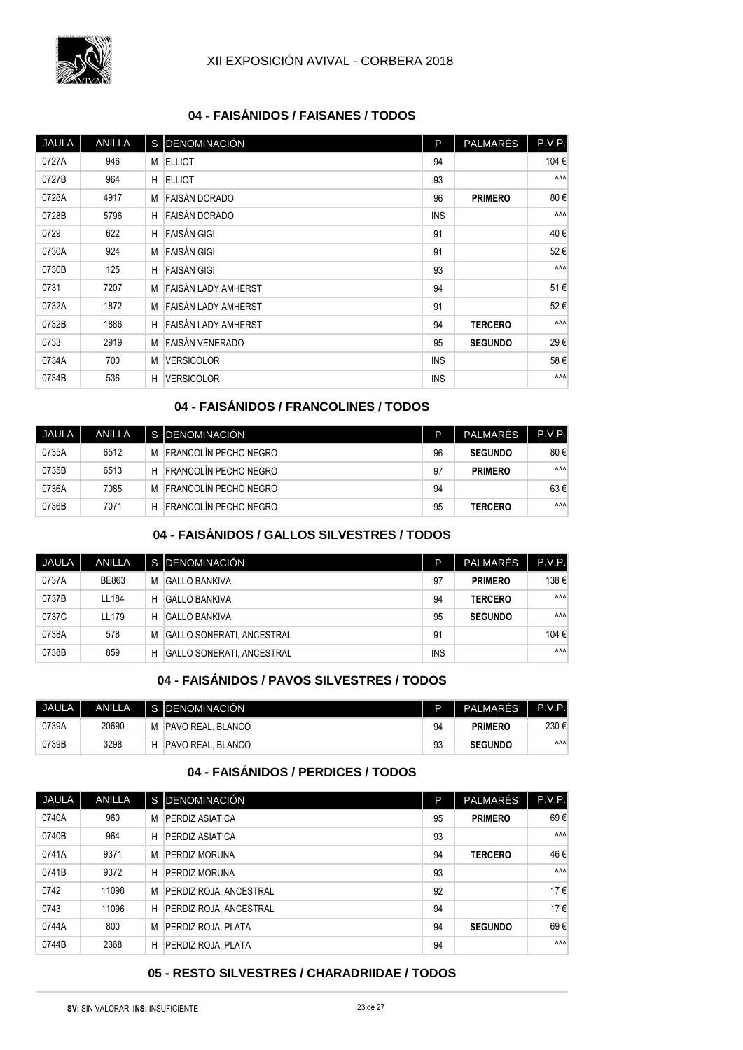## 04 - FAISÁNIDOS / FAISANES / TODOS

| JAULA | ANILLA | S | DENOMINACIÓN | P | PALMARÉS | P.V.P. |
|---|---|---|---|---|---|---|
| 0727A | 946 | M | ELLIOT | 94 | | 104 € |
| 0727B | 964 | H | ELLIOT | 93 | | ^^^ |
| 0728A | 4917 | M | FAISÁN DORADO | 96 | **PRIMERO** | 80 € |
| 0728B | 5796 | H | FAISÁN DORADO | INS | | ^^^ |
| 0729 | 622 | H | FAISÁN GIGI | 91 | | 40 € |
| 0730A | 924 | M | FAISÁN GIGI | 91 | | 52 € |
| 0730B | 125 | H | FAISÁN GIGI | 93 | | ^^^ |
| 0731 | 7207 | M | FAISÁN LADY AMHERST | 94 | | 51 € |
| 0732A | 1872 | M | FAISÁN LADY AMHERST | 91 | | 52 € |
| 0732B | 1886 | H | FAISÁN LADY AMHERST | 94 | **TERCERO** | ^^^ |
| 0733 | 2919 | M | FAISÁN VENERADO | 95 | **SEGUNDO** | 29 € |
| 0734A | 700 | M | VERSICOLOR | INS | | 58 € |
| 0734B | 536 | H | VERSICOLOR | INS | | ^^^ |

## 04 - FAISÁNIDOS / FRANCOLINES / TODOS

| JAULA | ANILLA | S | DENOMINACIÓN | P | PALMARÉS | P.V.P. |
|---|---|---|---|---|---|---|
| 0735A | 6512 | M | FRANCOLÍN PECHO NEGRO | 96 | **SEGUNDO** | 80 € |
| 0735B | 6513 | H | FRANCOLÍN PECHO NEGRO | 97 | **PRIMERO** | ^^^ |
| 0736A | 7085 | M | FRANCOLÍN PECHO NEGRO | 94 | | 63 € |
| 0736B | 7071 | H | FRANCOLÍN PECHO NEGRO | 95 | **TERCERO** | ^^^ |

## 04 - FAISÁNIDOS / GALLOS SILVESTRES / TODOS

| JAULA | ANILLA | S | DENOMINACIÓN | P | PALMARÉS | P.V.P. |
|---|---|---|---|---|---|---|
| 0737A | BE863 | M | GALLO BANKIVA | 97 | **PRIMERO** | 138 € |
| 0737B | LL184 | H | GALLO BANKIVA | 94 | **TERCERO** | ^^^ |
| 0737C | LL179 | H | GALLO BANKIVA | 95 | **SEGUNDO** | ^^^ |
| 0738A | 578 | M | GALLO SONERATI, ANCESTRAL | 91 | | 104 € |
| 0738B | 859 | H | GALLO SONERATI, ANCESTRAL | INS | | ^^^ |

## 04 - FAISÁNIDOS / PAVOS SILVESTRES / TODOS

| JAULA | ANILLA | S | DENOMINACIÓN | P | PALMARÉS | P.V.P. |
|---|---|---|---|---|---|---|
| 0739A | 20690 | M | PAVO REAL, BLANCO | 94 | **PRIMERO** | 230 € |
| 0739B | 3298 | H | PAVO REAL, BLANCO | 93 | **SEGUNDO** | ^^^ |

## 04 - FAISÁNIDOS / PERDICES / TODOS

| JAULA | ANILLA | S | DENOMINACIÓN | P | PALMARÉS | P.V.P. |
|---|---|---|---|---|---|---|
| 0740A | 960 | M | PERDIZ ASIATICA | 95 | **PRIMERO** | 69 € |
| 0740B | 964 | H | PERDIZ ASIATICA | 93 | | ^^^ |
| 0741A | 9371 | M | PERDIZ MORUNA | 94 | **TERCERO** | 46 € |
| 0741B | 9372 | H | PERDIZ MORUNA | 93 | | ^^^ |
| 0742 | 11098 | M | PERDIZ ROJA, ANCESTRAL | 92 | | 17 € |
| 0743 | 11096 | H | PERDIZ ROJA, ANCESTRAL | 94 | | 17 € |
| 0744A | 800 | M | PERDIZ ROJA, PLATA | 94 | **SEGUNDO** | 69 € |
| 0744B | 2368 | H | PERDIZ ROJA, PLATA | 94 | | ^^^ |

## 05 - RESTO SILVESTRES / CHARADRIIDAE / TODOS

**SV:** SIN VALORAR **INS:** INSUFICIENTE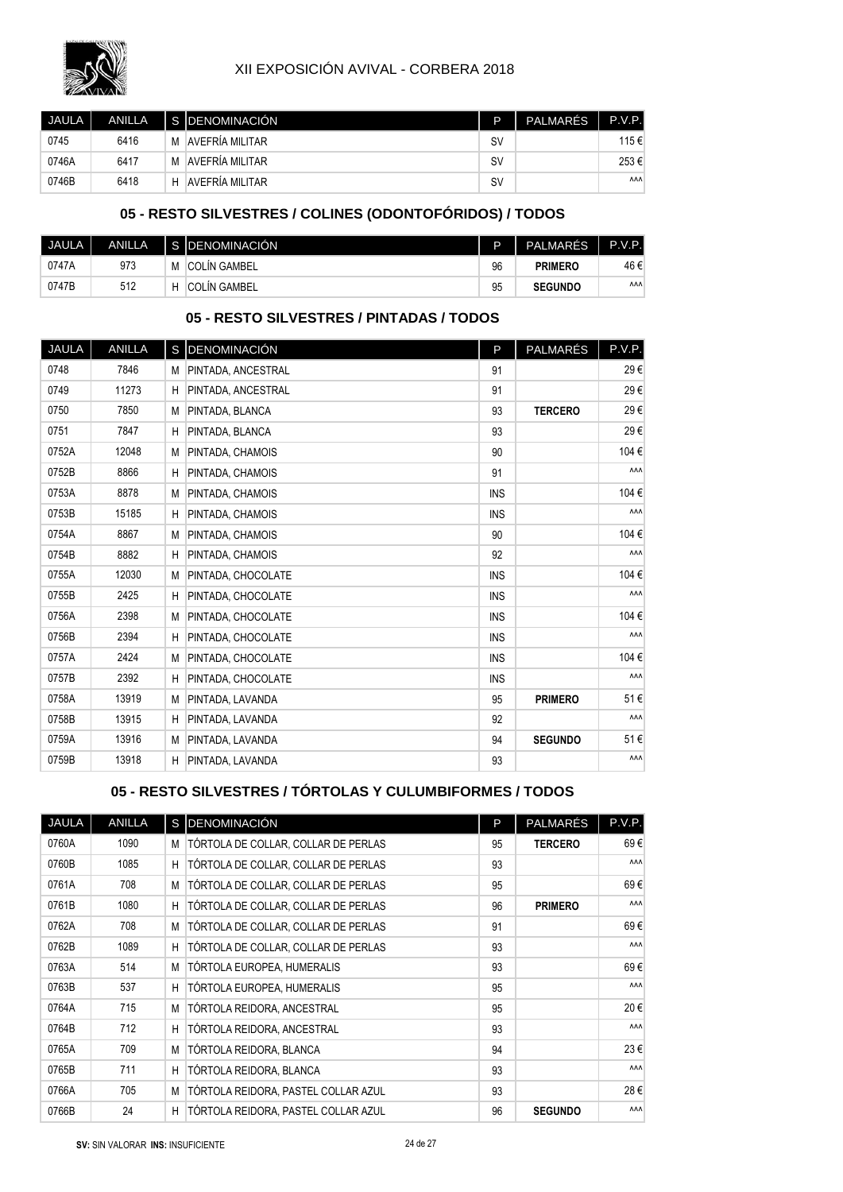| JAULA | ANILLA | S | DENOMINACIÓN | P | PALMARÉS | P.V.P. |
|---|---|---|---|---|---|---|
| 0745 | 6416 | M | AVEFRÍA MILITAR | SV | | 115 € |
| 0746A | 6417 | M | AVEFRÍA MILITAR | SV | | 253 € |
| 0746B | 6418 | H | AVEFRÍA MILITAR | SV | | ^^^ |

## 05 - RESTO SILVESTRES / COLINES (ODONTOFÓRIDOS) / TODOS

| JAULA | ANILLA | S | DENOMINACIÓN | P | PALMARÉS | P.V.P. |
|---|---|---|---|---|---|---|
| 0747A | 973 | M | COLÍN GAMBEL | 96 | **PRIMERO** | 46 € |
| 0747B | 512 | H | COLÍN GAMBEL | 95 | **SEGUNDO** | ^^^ |

## 05 - RESTO SILVESTRES / PINTADAS / TODOS

| JAULA | ANILLA | S | DENOMINACIÓN | P | PALMARÉS | P.V.P. |
|---|---|---|---|---|---|---|
| 0748 | 7846 | M | PINTADA, ANCESTRAL | 91 | | 29 € |
| 0749 | 11273 | H | PINTADA, ANCESTRAL | 91 | | 29 € |
| 0750 | 7850 | M | PINTADA, BLANCA | 93 | **TERCERO** | 29 € |
| 0751 | 7847 | H | PINTADA, BLANCA | 93 | | 29 € |
| 0752A | 12048 | M | PINTADA, CHAMOIS | 90 | | 104 € |
| 0752B | 8866 | H | PINTADA, CHAMOIS | 91 | | ^^^ |
| 0753A | 8878 | M | PINTADA, CHAMOIS | INS | | 104 € |
| 0753B | 15185 | H | PINTADA, CHAMOIS | INS | | ^^^ |
| 0754A | 8867 | M | PINTADA, CHAMOIS | 90 | | 104 € |
| 0754B | 8882 | H | PINTADA, CHAMOIS | 92 | | ^^^ |
| 0755A | 12030 | M | PINTADA, CHOCOLATE | INS | | 104 € |
| 0755B | 2425 | H | PINTADA, CHOCOLATE | INS | | ^^^ |
| 0756A | 2398 | M | PINTADA, CHOCOLATE | INS | | 104 € |
| 0756B | 2394 | H | PINTADA, CHOCOLATE | INS | | ^^^ |
| 0757A | 2424 | M | PINTADA, CHOCOLATE | INS | | 104 € |
| 0757B | 2392 | H | PINTADA, CHOCOLATE | INS | | ^^^ |
| 0758A | 13919 | M | PINTADA, LAVANDA | 95 | **PRIMERO** | 51 € |
| 0758B | 13915 | H | PINTADA, LAVANDA | 92 | | ^^^ |
| 0759A | 13916 | M | PINTADA, LAVANDA | 94 | **SEGUNDO** | 51 € |
| 0759B | 13918 | H | PINTADA, LAVANDA | 93 | | ^^^ |

## 05 - RESTO SILVESTRES / TÓRTOLAS Y CULUMBIFORMES / TODOS

| JAULA | ANILLA | S | DENOMINACIÓN | P | PALMARÉS | P.V.P. |
|---|---|---|---|---|---|---|
| 0760A | 1090 | M | TÓRTOLA DE COLLAR, COLLAR DE PERLAS | 95 | **TERCERO** | 69 € |
| 0760B | 1085 | H | TÓRTOLA DE COLLAR, COLLAR DE PERLAS | 93 | | ^^^ |
| 0761A | 708 | M | TÓRTOLA DE COLLAR, COLLAR DE PERLAS | 95 | | 69 € |
| 0761B | 1080 | H | TÓRTOLA DE COLLAR, COLLAR DE PERLAS | 96 | **PRIMERO** | ^^^ |
| 0762A | 708 | M | TÓRTOLA DE COLLAR, COLLAR DE PERLAS | 91 | | 69 € |
| 0762B | 1089 | H | TÓRTOLA DE COLLAR, COLLAR DE PERLAS | 93 | | ^^^ |
| 0763A | 514 | M | TÓRTOLA EUROPEA, HUMERALIS | 93 | | 69 € |
| 0763B | 537 | H | TÓRTOLA EUROPEA, HUMERALIS | 95 | | ^^^ |
| 0764A | 715 | M | TÓRTOLA REIDORA, ANCESTRAL | 95 | | 20 € |
| 0764B | 712 | H | TÓRTOLA REIDORA, ANCESTRAL | 93 | | ^^^ |
| 0765A | 709 | M | TÓRTOLA REIDORA, BLANCA | 94 | | 23 € |
| 0765B | 711 | H | TÓRTOLA REIDORA, BLANCA | 93 | | ^^^ |
| 0766A | 705 | M | TÓRTOLA REIDORA, PASTEL COLLAR AZUL | 93 | | 28 € |
| 0766B | 24 | H | TÓRTOLA REIDORA, PASTEL COLLAR AZUL | 96 | **SEGUNDO** | ^^^ |

**SV:** SIN VALORAR **INS:** INSUFICIENTE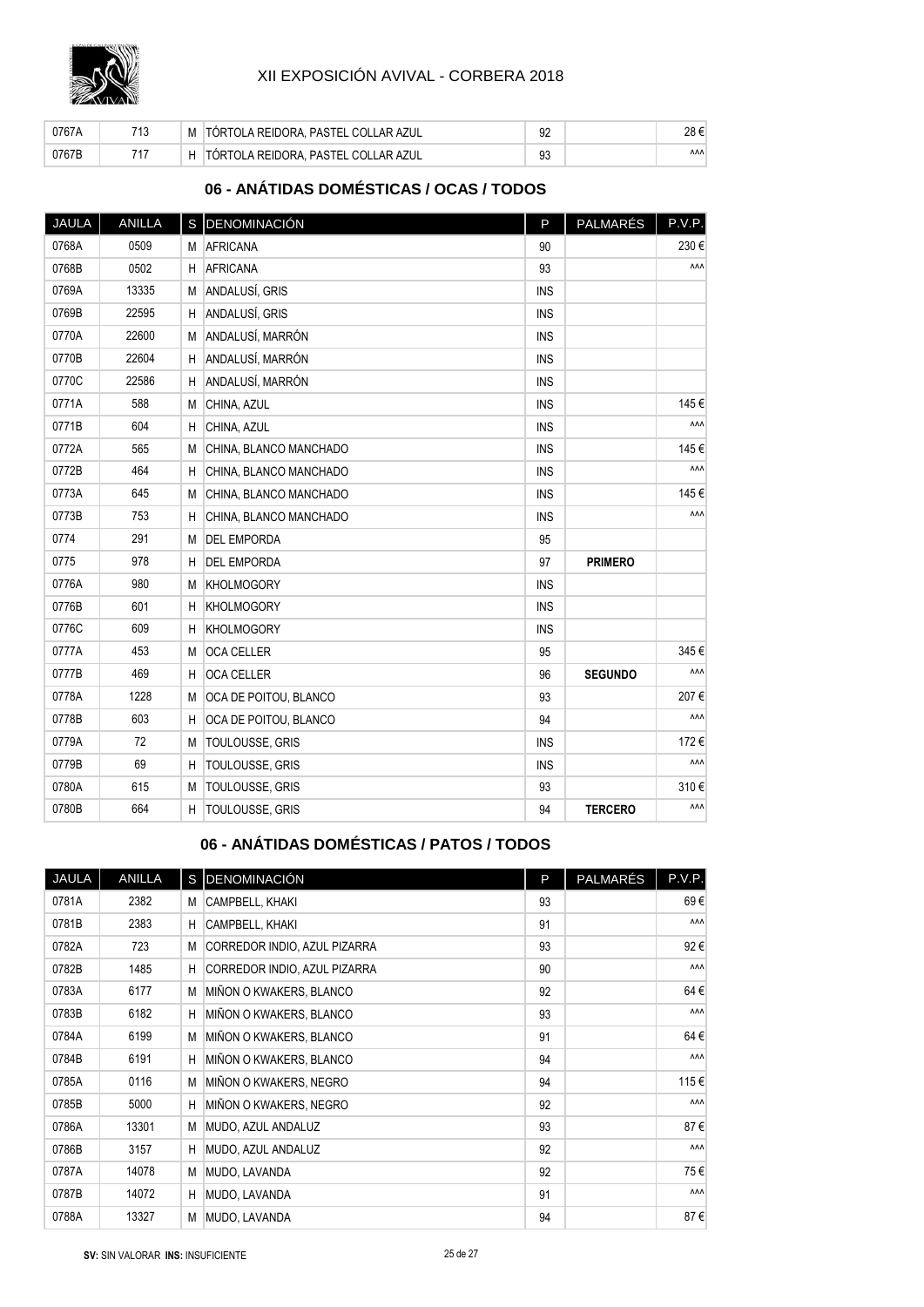| JAULA | ANILLA | S | DENOMINACIÓN | P | PALMARÉS | P.V.P. |
|---|---|---|---|---|---|---|
| 0767A | 713 | M | TÓRTOLA REIDORA, PASTEL COLLAR AZUL | 92 | | 28 € |
| 0767B | 717 | H | TÓRTOLA REIDORA, PASTEL COLLAR AZUL | 93 | | ^^^ |

## 06 - ANÁTIDAS DOMÉSTICAS / OCAS / TODOS

| JAULA | ANILLA | S | DENOMINACIÓN | P | PALMARÉS | P.V.P. |
|---|---|---|---|---|---|---|
| 0768A | 0509 | M | AFRICANA | 90 | | 230 € |
| 0768B | 0502 | H | AFRICANA | 93 | | ^^^ |
| 0769A | 13335 | M | ANDALUSÍ, GRIS | INS | | |
| 0769B | 22595 | H | ANDALUSÍ, GRIS | INS | | |
| 0770A | 22600 | M | ANDALUSÍ, MARRÓN | INS | | |
| 0770B | 22604 | H | ANDALUSÍ, MARRÓN | INS | | |
| 0770C | 22586 | H | ANDALUSÍ, MARRÓN | INS | | |
| 0771A | 588 | M | CHINA, AZUL | INS | | 145 € |
| 0771B | 604 | H | CHINA, AZUL | INS | | ^^^ |
| 0772A | 565 | M | CHINA, BLANCO MANCHADO | INS | | 145 € |
| 0772B | 464 | H | CHINA, BLANCO MANCHADO | INS | | ^^^ |
| 0773A | 645 | M | CHINA, BLANCO MANCHADO | INS | | 145 € |
| 0773B | 753 | H | CHINA, BLANCO MANCHADO | INS | | ^^^ |
| 0774 | 291 | M | DEL EMPORDA | 95 | | |
| 0775 | 978 | H | DEL EMPORDA | 97 | **PRIMERO** | |
| 0776A | 980 | M | KHOLMOGORY | INS | | |
| 0776B | 601 | H | KHOLMOGORY | INS | | |
| 0776C | 609 | H | KHOLMOGORY | INS | | |
| 0777A | 453 | M | OCA CELLER | 95 | | 345 € |
| 0777B | 469 | H | OCA CELLER | 96 | **SEGUNDO** | ^^^ |
| 0778A | 1228 | M | OCA DE POITOU, BLANCO | 93 | | 207 € |
| 0778B | 603 | H | OCA DE POITOU, BLANCO | 94 | | ^^^ |
| 0779A | 72 | M | TOULOUSSE, GRIS | INS | | 172 € |
| 0779B | 69 | H | TOULOUSSE, GRIS | INS | | ^^^ |
| 0780A | 615 | M | TOULOUSSE, GRIS | 93 | | 310 € |
| 0780B | 664 | H | TOULOUSSE, GRIS | 94 | **TERCERO** | ^^^ |

## 06 - ANÁTIDAS DOMÉSTICAS / PATOS / TODOS

| JAULA | ANILLA | S | DENOMINACIÓN | P | PALMARÉS | P.V.P. |
|---|---|---|---|---|---|---|
| 0781A | 2382 | M | CAMPBELL, KHAKI | 93 | | 69 € |
| 0781B | 2383 | H | CAMPBELL, KHAKI | 91 | | ^^^ |
| 0782A | 723 | M | CORREDOR INDIO, AZUL PIZARRA | 93 | | 92 € |
| 0782B | 1485 | H | CORREDOR INDIO, AZUL PIZARRA | 90 | | ^^^ |
| 0783A | 6177 | M | MIÑON O KWAKERS, BLANCO | 92 | | 64 € |
| 0783B | 6182 | H | MIÑON O KWAKERS, BLANCO | 93 | | ^^^ |
| 0784A | 6199 | M | MIÑON O KWAKERS, BLANCO | 91 | | 64 € |
| 0784B | 6191 | H | MIÑON O KWAKERS, BLANCO | 94 | | ^^^ |
| 0785A | 0116 | M | MIÑON O KWAKERS, NEGRO | 94 | | 115 € |
| 0785B | 5000 | H | MIÑON O KWAKERS, NEGRO | 92 | | ^^^ |
| 0786A | 13301 | M | MUDO, AZUL ANDALUZ | 93 | | 87 € |
| 0786B | 3157 | H | MUDO, AZUL ANDALUZ | 92 | | ^^^ |
| 0787A | 14078 | M | MUDO, LAVANDA | 92 | | 75 € |
| 0787B | 14072 | H | MUDO, LAVANDA | 91 | | ^^^ |
| 0788A | 13327 | M | MUDO, LAVANDA | 94 | | 87 € |

**SV:** SIN VALORAR **INS:** INSUFICIENTE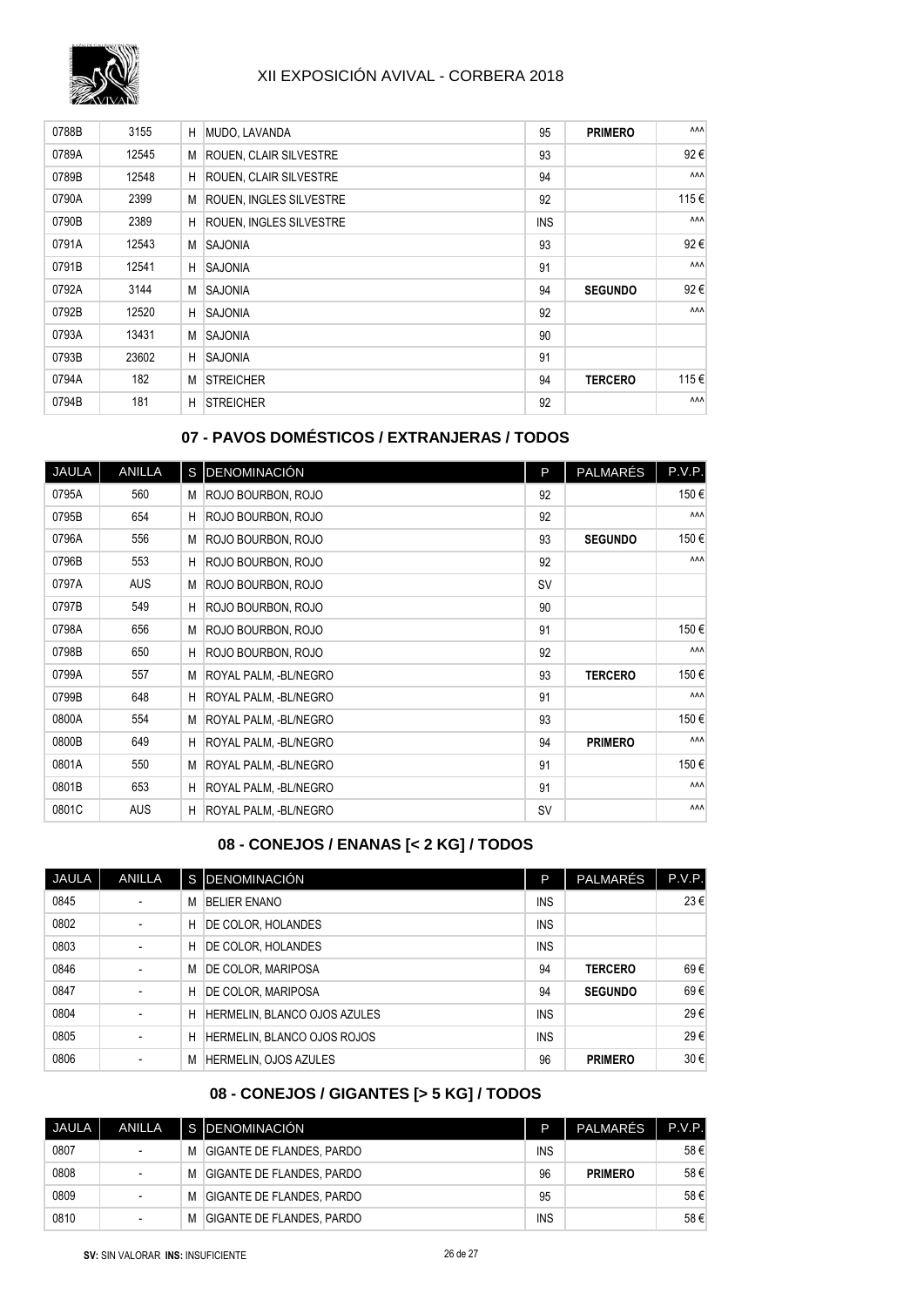| | | | | | | |
|---|---|---|---|---|---|---|
| 0788B | 3155 | H | MUDO, LAVANDA | 95 | **PRIMERO** | ^^^ |
| 0789A | 12545 | M | ROUEN, CLAIR SILVESTRE | 93 | | 92 € |
| 0789B | 12548 | H | ROUEN, CLAIR SILVESTRE | 94 | | ^^^ |
| 0790A | 2399 | M | ROUEN, INGLES SILVESTRE | 92 | | 115 € |
| 0790B | 2389 | H | ROUEN, INGLES SILVESTRE | INS | | ^^^ |
| 0791A | 12543 | M | SAJONIA | 93 | | 92 € |
| 0791B | 12541 | H | SAJONIA | 91 | | ^^^ |
| 0792A | 3144 | M | SAJONIA | 94 | **SEGUNDO** | 92 € |
| 0792B | 12520 | H | SAJONIA | 92 | | ^^^ |
| 0793A | 13431 | M | SAJONIA | 90 | | |
| 0793B | 23602 | H | SAJONIA | 91 | | |
| 0794A | 182 | M | STREICHER | 94 | **TERCERO** | 115 € |
| 0794B | 181 | H | STREICHER | 92 | | ^^^ |

## 07 - PAVOS DOMÉSTICOS / EXTRANJERAS / TODOS

| JAULA | ANILLA | S | DENOMINACIÓN | P | PALMARÉS | P.V.P. |
|---|---|---|---|---|---|---|
| 0795A | 560 | M | ROJO BOURBON, ROJO | 92 | | 150 € |
| 0795B | 654 | H | ROJO BOURBON, ROJO | 92 | | ^^^ |
| 0796A | 556 | M | ROJO BOURBON, ROJO | 93 | **SEGUNDO** | 150 € |
| 0796B | 553 | H | ROJO BOURBON, ROJO | 92 | | ^^^ |
| 0797A | AUS | M | ROJO BOURBON, ROJO | SV | | |
| 0797B | 549 | H | ROJO BOURBON, ROJO | 90 | | |
| 0798A | 656 | M | ROJO BOURBON, ROJO | 91 | | 150 € |
| 0798B | 650 | H | ROJO BOURBON, ROJO | 92 | | ^^^ |
| 0799A | 557 | M | ROYAL PALM, -BL/NEGRO | 93 | **TERCERO** | 150 € |
| 0799B | 648 | H | ROYAL PALM, -BL/NEGRO | 91 | | ^^^ |
| 0800A | 554 | M | ROYAL PALM, -BL/NEGRO | 93 | | 150 € |
| 0800B | 649 | H | ROYAL PALM, -BL/NEGRO | 94 | **PRIMERO** | ^^^ |
| 0801A | 550 | M | ROYAL PALM, -BL/NEGRO | 91 | | 150 € |
| 0801B | 653 | H | ROYAL PALM, -BL/NEGRO | 91 | | ^^^ |
| 0801C | AUS | H | ROYAL PALM, -BL/NEGRO | SV | | ^^^ |

## 08 - CONEJOS / ENANAS [< 2 KG] / TODOS

| JAULA | ANILLA | S | DENOMINACIÓN | P | PALMARÉS | P.V.P. |
|---|---|---|---|---|---|---|
| 0845 | - | M | BELIER ENANO | INS | | 23 € |
| 0802 | - | H | DE COLOR, HOLANDES | INS | | |
| 0803 | - | H | DE COLOR, HOLANDES | INS | | |
| 0846 | - | M | DE COLOR, MARIPOSA | 94 | **TERCERO** | 69 € |
| 0847 | - | H | DE COLOR, MARIPOSA | 94 | **SEGUNDO** | 69 € |
| 0804 | - | H | HERMELIN, BLANCO OJOS AZULES | INS | | 29 € |
| 0805 | - | H | HERMELIN, BLANCO OJOS ROJOS | INS | | 29 € |
| 0806 | - | M | HERMELIN, OJOS AZULES | 96 | **PRIMERO** | 30 € |

## 08 - CONEJOS / GIGANTES [> 5 KG] / TODOS

| JAULA | ANILLA | S | DENOMINACIÓN | P | PALMARÉS | P.V.P. |
|---|---|---|---|---|---|---|
| 0807 | - | M | GIGANTE DE FLANDES, PARDO | INS | | 58 € |
| 0808 | - | M | GIGANTE DE FLANDES, PARDO | 96 | **PRIMERO** | 58 € |
| 0809 | - | M | GIGANTE DE FLANDES, PARDO | 95 | | 58 € |
| 0810 | - | M | GIGANTE DE FLANDES, PARDO | INS | | 58 € |

**SV:** SIN VALORAR **INS:** INSUFICIENTE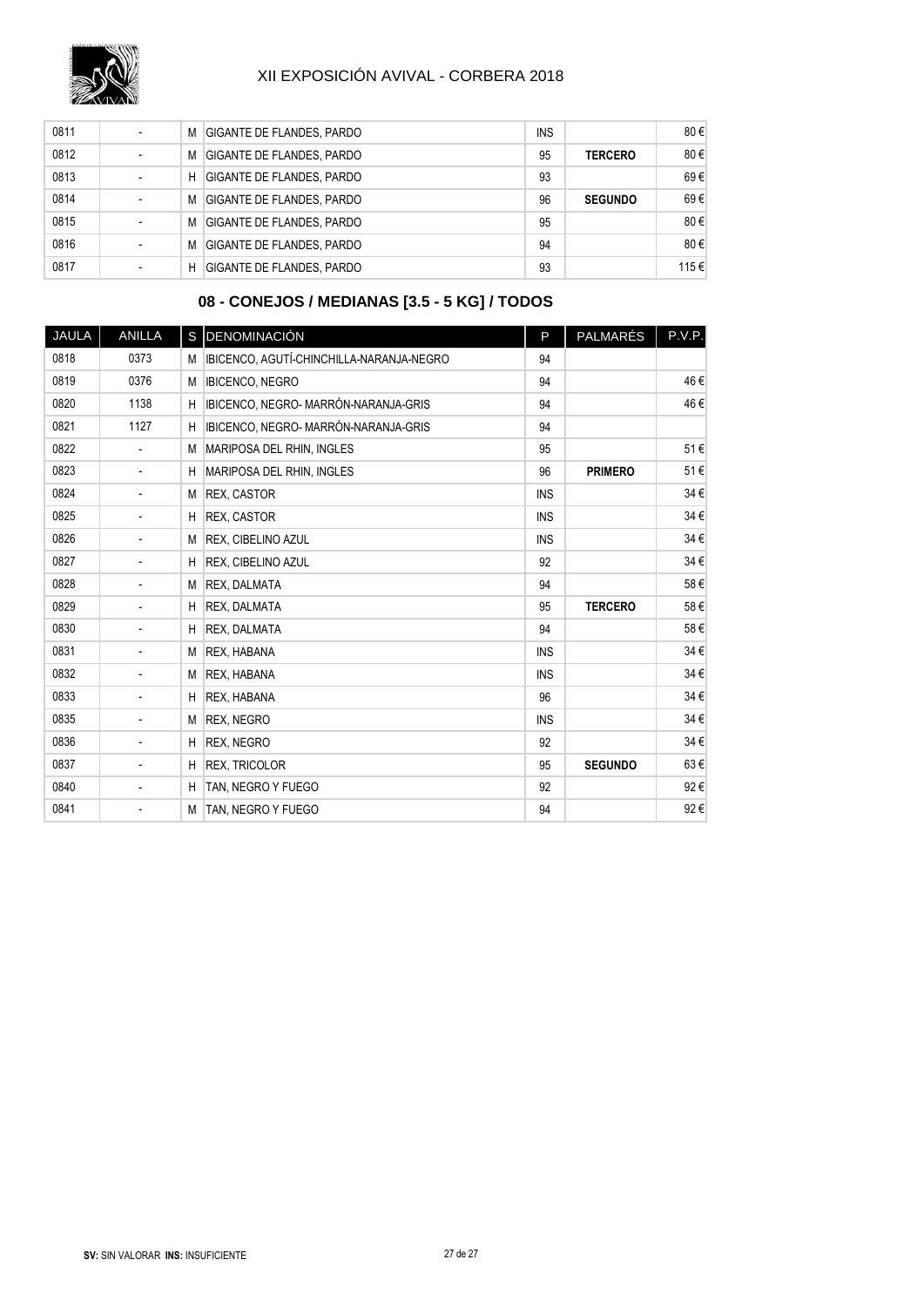| | | | | | | |
|---|---|---|---|---|---|---|
| 0811 | - | M | GIGANTE DE FLANDES, PARDO | INS | | 80 € |
| 0812 | - | M | GIGANTE DE FLANDES, PARDO | 95 | **TERCERO** | 80 € |
| 0813 | - | H | GIGANTE DE FLANDES, PARDO | 93 | | 69 € |
| 0814 | - | M | GIGANTE DE FLANDES, PARDO | 96 | **SEGUNDO** | 69 € |
| 0815 | - | M | GIGANTE DE FLANDES, PARDO | 95 | | 80 € |
| 0816 | - | M | GIGANTE DE FLANDES, PARDO | 94 | | 80 € |
| 0817 | - | H | GIGANTE DE FLANDES, PARDO | 93 | | 115 € |

## 08 - CONEJOS / MEDIANAS [3.5 - 5 KG] / TODOS

| JAULA | ANILLA | S | DENOMINACIÓN | P | PALMARÉS | P.V.P. |
|---|---|---|---|---|---|---|
| 0818 | 0373 | M | IBICENCO, AGUTÍ-CHINCHILLA-NARANJA-NEGRO | 94 | | |
| 0819 | 0376 | M | IBICENCO, NEGRO | 94 | | 46 € |
| 0820 | 1138 | H | IBICENCO, NEGRO- MARRÓN-NARANJA-GRIS | 94 | | 46 € |
| 0821 | 1127 | H | IBICENCO, NEGRO- MARRÓN-NARANJA-GRIS | 94 | | |
| 0822 | - | M | MARIPOSA DEL RHIN, INGLES | 95 | | 51 € |
| 0823 | - | H | MARIPOSA DEL RHIN, INGLES | 96 | **PRIMERO** | 51 € |
| 0824 | - | M | REX, CASTOR | INS | | 34 € |
| 0825 | - | H | REX, CASTOR | INS | | 34 € |
| 0826 | - | M | REX, CIBELINO AZUL | INS | | 34 € |
| 0827 | - | H | REX, CIBELINO AZUL | 92 | | 34 € |
| 0828 | - | M | REX, DALMATA | 94 | | 58 € |
| 0829 | - | H | REX, DALMATA | 95 | **TERCERO** | 58 € |
| 0830 | - | H | REX, DALMATA | 94 | | 58 € |
| 0831 | - | M | REX, HABANA | INS | | 34 € |
| 0832 | - | M | REX, HABANA | INS | | 34 € |
| 0833 | - | H | REX, HABANA | 96 | | 34 € |
| 0835 | - | M | REX, NEGRO | INS | | 34 € |
| 0836 | - | H | REX, NEGRO | 92 | | 34 € |
| 0837 | - | H | REX, TRICOLOR | 95 | **SEGUNDO** | 63 € |
| 0840 | - | H | TAN, NEGRO Y FUEGO | 92 | | 92 € |
| 0841 | - | M | TAN, NEGRO Y FUEGO | 94 | | 92 € |

**SV:** SIN VALORAR **INS:** INSUFICIENTE